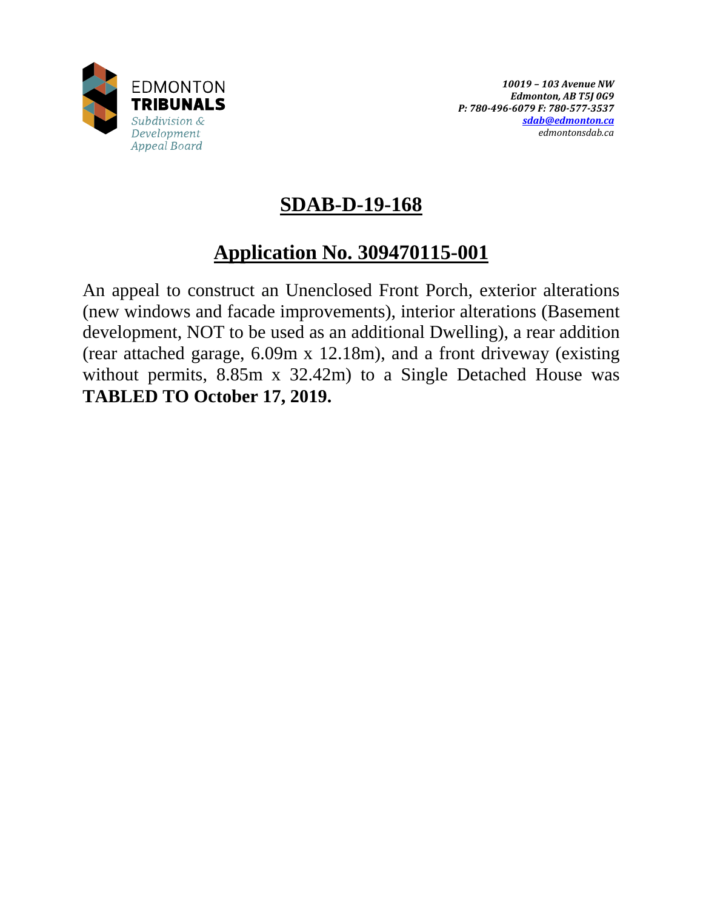EDMONTON
**TRIBUNALS**
*Subdivision & Development Appeal Board*

*10019 – 103 Avenue NW*
*Edmonton, AB T5J 0G9*
*P: 780-496-6079 F: 780-577-3537*
*sdab@edmonton.ca*
*edmontonsdab.ca*

# SDAB-D-19-168

## Application No. 309470115-001

An appeal to construct an Unenclosed Front Porch, exterior alterations (new windows and facade improvements), interior alterations (Basement development, NOT to be used as an additional Dwelling), a rear addition (rear attached garage, 6.09m x 12.18m), and a front driveway (existing without permits, 8.85m x 32.42m) to a Single Detached House was **TABLED TO October 17, 2019.**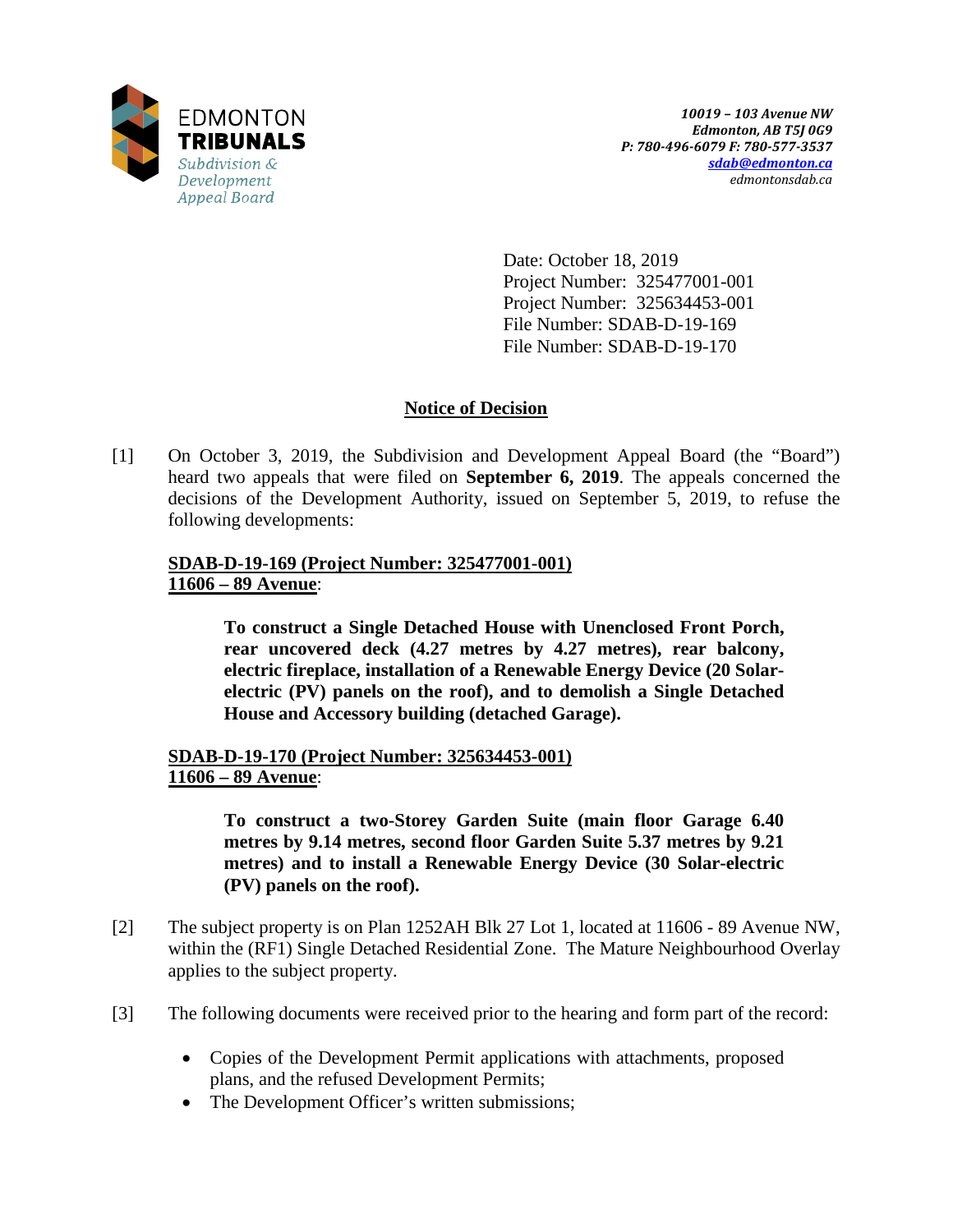EDMONTON
**TRIBUNALS**
*Subdivision & Development Appeal Board*

*10019 – 103 Avenue NW*
*Edmonton, AB T5J 0G9*
*P: 780-496-6079 F: 780-577-3537*
*sdab@edmonton.ca*
*edmontonsdab.ca*

Date: October 18, 2019
Project Number: 325477001-001
Project Number: 325634453-001
File Number: SDAB-D-19-169
File Number: SDAB-D-19-170

## Notice of Decision

[1] On October 3, 2019, the Subdivision and Development Appeal Board (the "Board") heard two appeals that were filed on **September 6, 2019**. The appeals concerned the decisions of the Development Authority, issued on September 5, 2019, to refuse the following developments:

**SDAB-D-19-169 (Project Number: 325477001-001)**
**11606 – 89 Avenue**:

> **To construct a Single Detached House with Unenclosed Front Porch, rear uncovered deck (4.27 metres by 4.27 metres), rear balcony, electric fireplace, installation of a Renewable Energy Device (20 Solar-electric (PV) panels on the roof), and to demolish a Single Detached House and Accessory building (detached Garage).**

**SDAB-D-19-170 (Project Number: 325634453-001)**
**11606 – 89 Avenue**:

> **To construct a two-Storey Garden Suite (main floor Garage 6.40 metres by 9.14 metres, second floor Garden Suite 5.37 metres by 9.21 metres) and to install a Renewable Energy Device (30 Solar-electric (PV) panels on the roof).**

[2] The subject property is on Plan 1252AH Blk 27 Lot 1, located at 11606 - 89 Avenue NW, within the (RF1) Single Detached Residential Zone. The Mature Neighbourhood Overlay applies to the subject property.

[3] The following documents were received prior to the hearing and form part of the record:

- Copies of the Development Permit applications with attachments, proposed plans, and the refused Development Permits;
- The Development Officer's written submissions;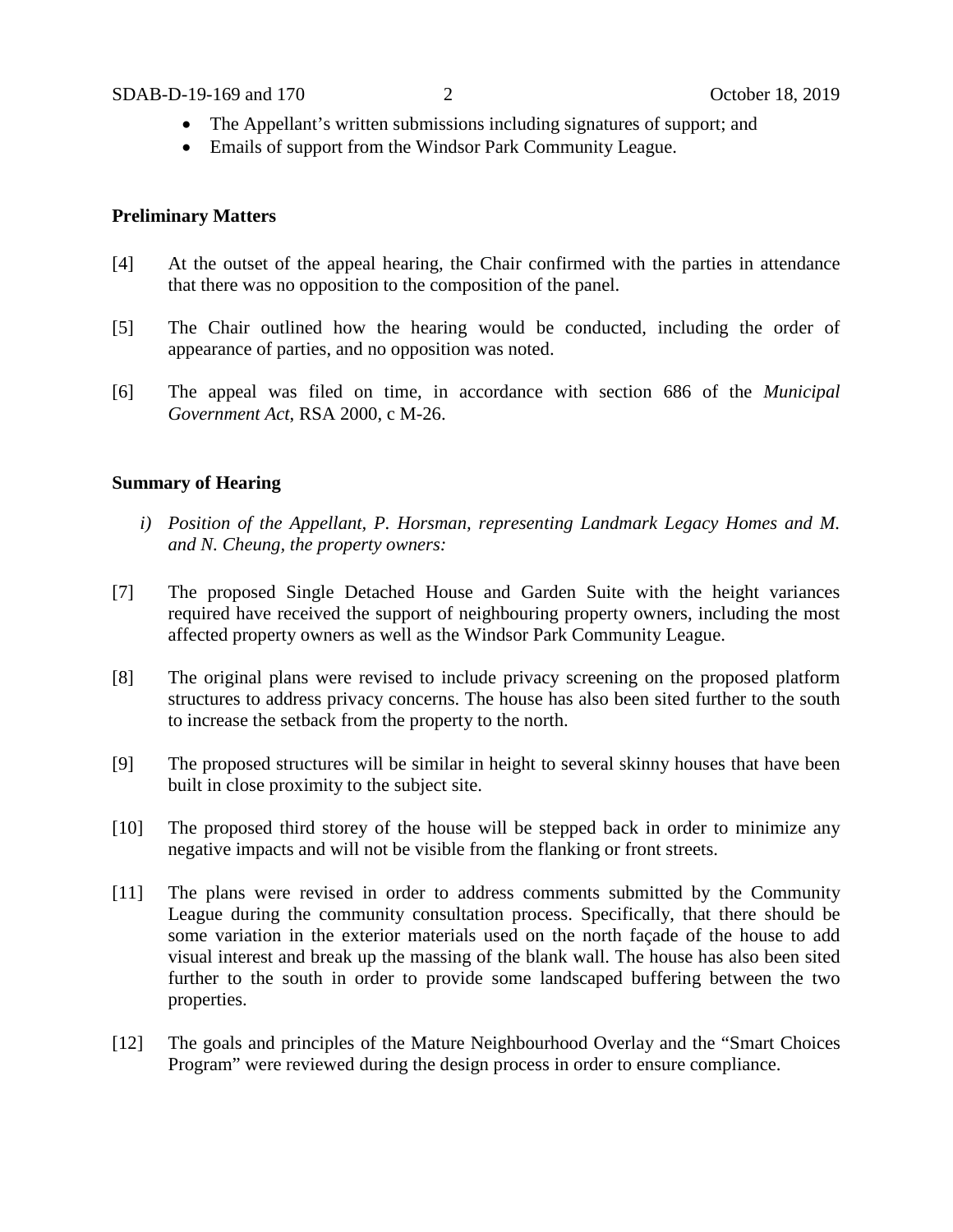- The Appellant's written submissions including signatures of support; and
- Emails of support from the Windsor Park Community League.

**Preliminary Matters**

[4] At the outset of the appeal hearing, the Chair confirmed with the parties in attendance that there was no opposition to the composition of the panel.

[5] The Chair outlined how the hearing would be conducted, including the order of appearance of parties, and no opposition was noted.

[6] The appeal was filed on time, in accordance with section 686 of the *Municipal Government Act*, RSA 2000, c M-26.

**Summary of Hearing**

*i) Position of the Appellant, P. Horsman, representing Landmark Legacy Homes and M. and N. Cheung, the property owners:*

[7] The proposed Single Detached House and Garden Suite with the height variances required have received the support of neighbouring property owners, including the most affected property owners as well as the Windsor Park Community League.

[8] The original plans were revised to include privacy screening on the proposed platform structures to address privacy concerns. The house has also been sited further to the south to increase the setback from the property to the north.

[9] The proposed structures will be similar in height to several skinny houses that have been built in close proximity to the subject site.

[10] The proposed third storey of the house will be stepped back in order to minimize any negative impacts and will not be visible from the flanking or front streets.

[11] The plans were revised in order to address comments submitted by the Community League during the community consultation process. Specifically, that there should be some variation in the exterior materials used on the north façade of the house to add visual interest and break up the massing of the blank wall. The house has also been sited further to the south in order to provide some landscaped buffering between the two properties.

[12] The goals and principles of the Mature Neighbourhood Overlay and the "Smart Choices Program" were reviewed during the design process in order to ensure compliance.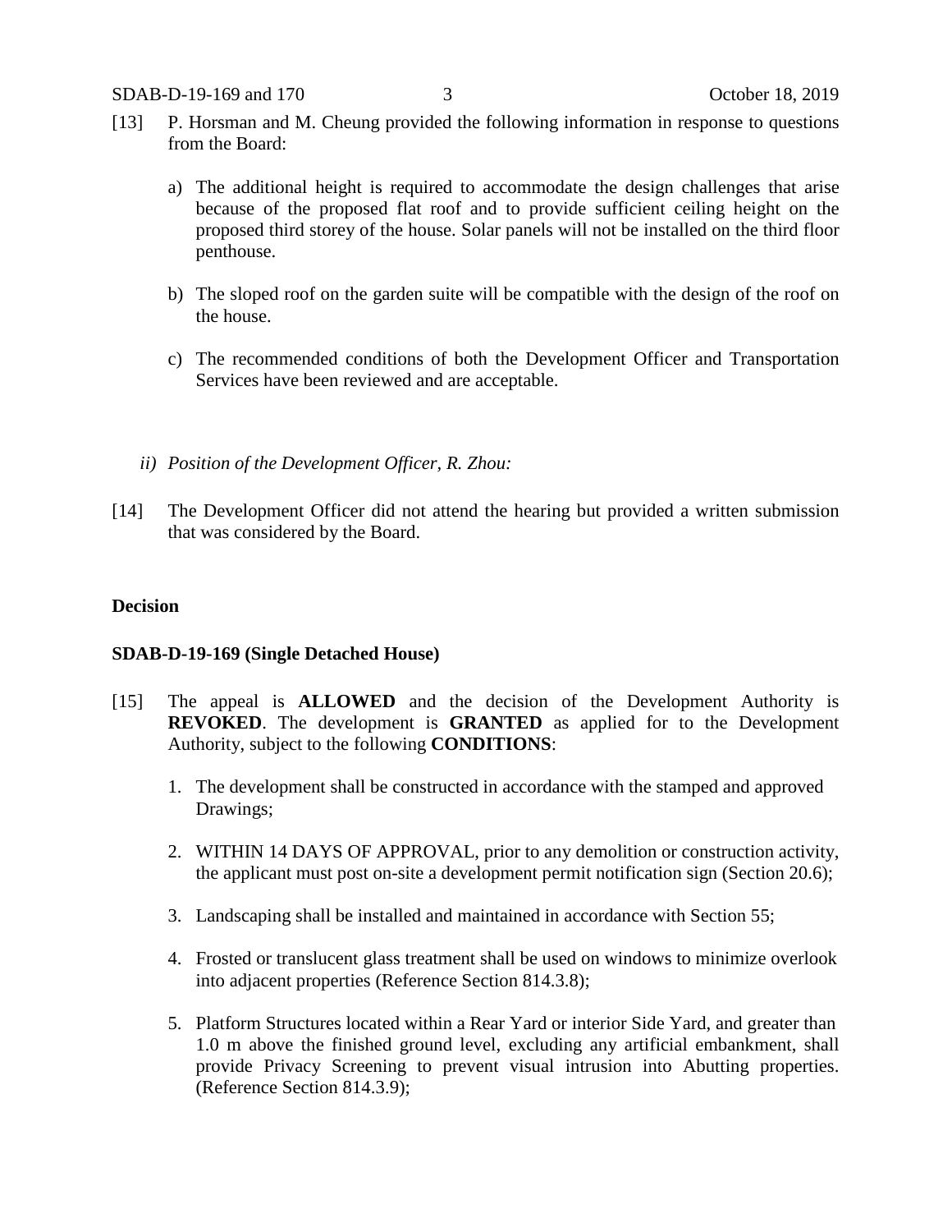[13] P. Horsman and M. Cheung provided the following information in response to questions from the Board:

a) The additional height is required to accommodate the design challenges that arise because of the proposed flat roof and to provide sufficient ceiling height on the proposed third storey of the house. Solar panels will not be installed on the third floor penthouse.

b) The sloped roof on the garden suite will be compatible with the design of the roof on the house.

c) The recommended conditions of both the Development Officer and Transportation Services have been reviewed and are acceptable.

*ii) Position of the Development Officer, R. Zhou:*

[14] The Development Officer did not attend the hearing but provided a written submission that was considered by the Board.

**Decision**

**SDAB-D-19-169 (Single Detached House)**

[15] The appeal is **ALLOWED** and the decision of the Development Authority is **REVOKED**. The development is **GRANTED** as applied for to the Development Authority, subject to the following **CONDITIONS**:

1. The development shall be constructed in accordance with the stamped and approved Drawings;

2. WITHIN 14 DAYS OF APPROVAL, prior to any demolition or construction activity, the applicant must post on-site a development permit notification sign (Section 20.6);

3. Landscaping shall be installed and maintained in accordance with Section 55;

4. Frosted or translucent glass treatment shall be used on windows to minimize overlook into adjacent properties (Reference Section 814.3.8);

5. Platform Structures located within a Rear Yard or interior Side Yard, and greater than 1.0 m above the finished ground level, excluding any artificial embankment, shall provide Privacy Screening to prevent visual intrusion into Abutting properties. (Reference Section 814.3.9);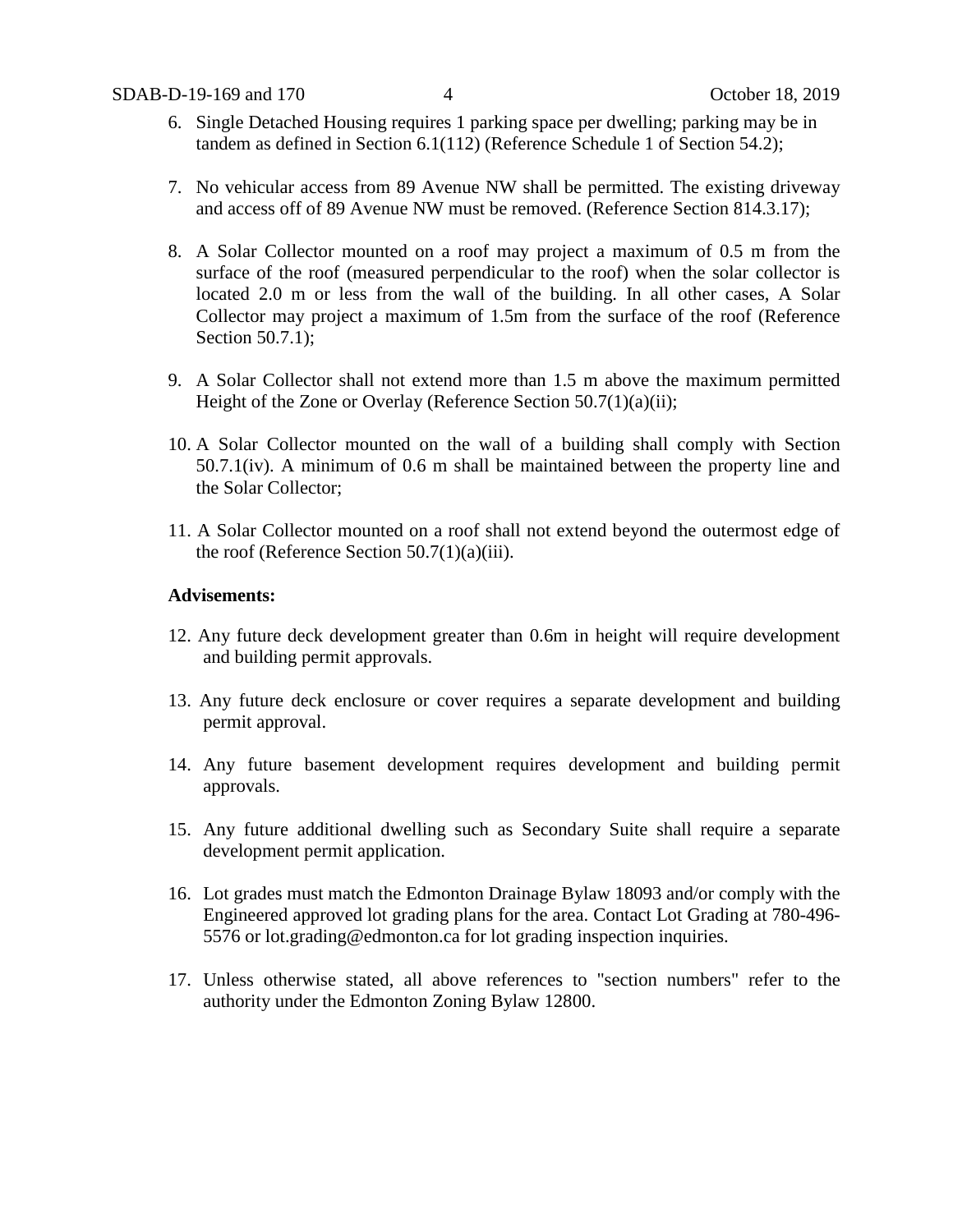6. Single Detached Housing requires 1 parking space per dwelling; parking may be in tandem as defined in Section 6.1(112) (Reference Schedule 1 of Section 54.2);

7. No vehicular access from 89 Avenue NW shall be permitted. The existing driveway and access off of 89 Avenue NW must be removed. (Reference Section 814.3.17);

8. A Solar Collector mounted on a roof may project a maximum of 0.5 m from the surface of the roof (measured perpendicular to the roof) when the solar collector is located 2.0 m or less from the wall of the building. In all other cases, A Solar Collector may project a maximum of 1.5m from the surface of the roof (Reference Section 50.7.1);

9. A Solar Collector shall not extend more than 1.5 m above the maximum permitted Height of the Zone or Overlay (Reference Section 50.7(1)(a)(ii);

10. A Solar Collector mounted on the wall of a building shall comply with Section 50.7.1(iv). A minimum of 0.6 m shall be maintained between the property line and the Solar Collector;

11. A Solar Collector mounted on a roof shall not extend beyond the outermost edge of the roof (Reference Section 50.7(1)(a)(iii).

**Advisements:**

12. Any future deck development greater than 0.6m in height will require development and building permit approvals.

13. Any future deck enclosure or cover requires a separate development and building permit approval.

14. Any future basement development requires development and building permit approvals.

15. Any future additional dwelling such as Secondary Suite shall require a separate development permit application.

16. Lot grades must match the Edmonton Drainage Bylaw 18093 and/or comply with the Engineered approved lot grading plans for the area. Contact Lot Grading at 780-496-5576 or lot.grading@edmonton.ca for lot grading inspection inquiries.

17. Unless otherwise stated, all above references to "section numbers" refer to the authority under the Edmonton Zoning Bylaw 12800.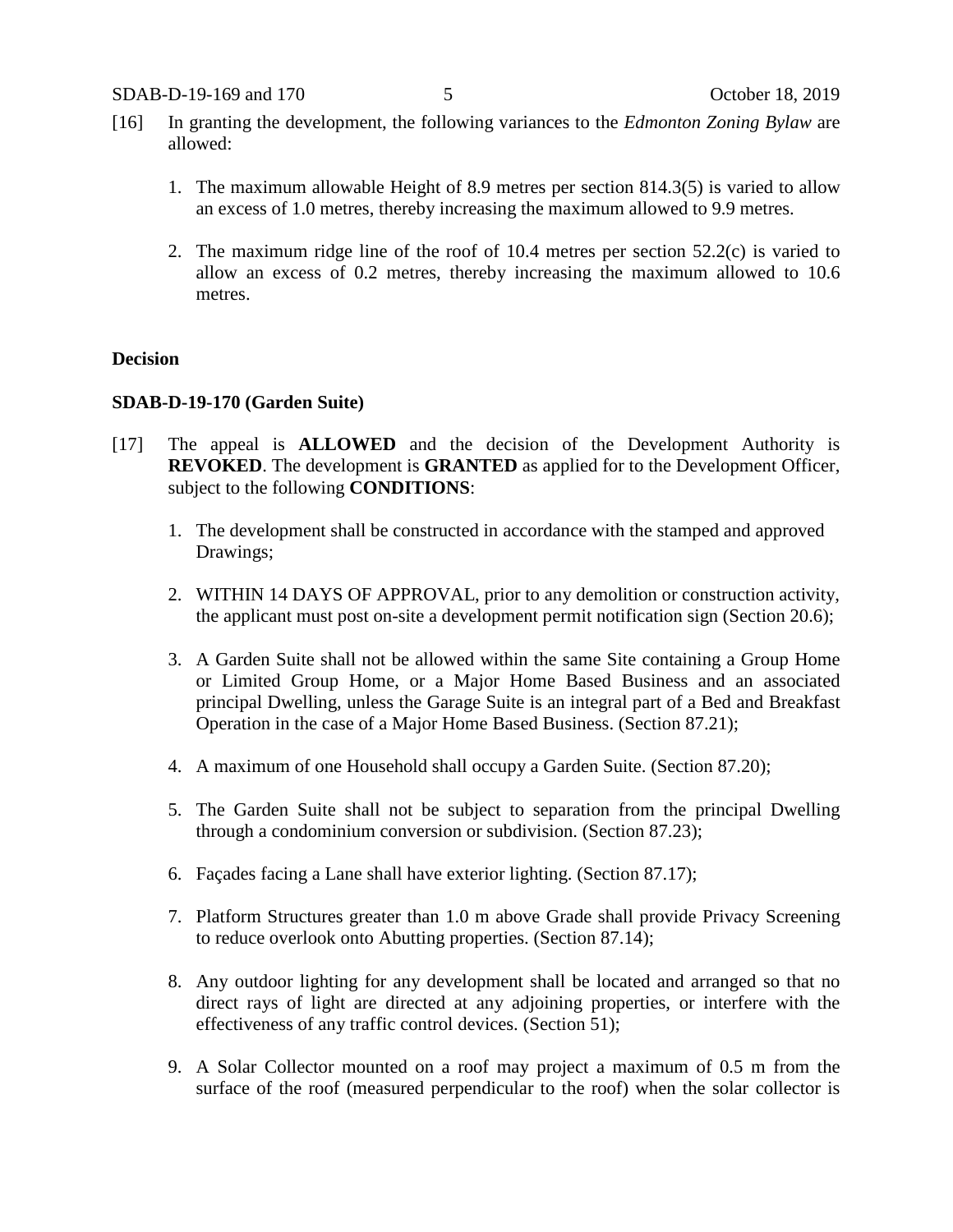[16] In granting the development, the following variances to the *Edmonton Zoning Bylaw* are allowed:

1. The maximum allowable Height of 8.9 metres per section 814.3(5) is varied to allow an excess of 1.0 metres, thereby increasing the maximum allowed to 9.9 metres.

2. The maximum ridge line of the roof of 10.4 metres per section 52.2(c) is varied to allow an excess of 0.2 metres, thereby increasing the maximum allowed to 10.6 metres.

**Decision**

**SDAB-D-19-170 (Garden Suite)**

[17] The appeal is **ALLOWED** and the decision of the Development Authority is **REVOKED**. The development is **GRANTED** as applied for to the Development Officer, subject to the following **CONDITIONS**:

1. The development shall be constructed in accordance with the stamped and approved Drawings;

2. WITHIN 14 DAYS OF APPROVAL, prior to any demolition or construction activity, the applicant must post on-site a development permit notification sign (Section 20.6);

3. A Garden Suite shall not be allowed within the same Site containing a Group Home or Limited Group Home, or a Major Home Based Business and an associated principal Dwelling, unless the Garage Suite is an integral part of a Bed and Breakfast Operation in the case of a Major Home Based Business. (Section 87.21);

4. A maximum of one Household shall occupy a Garden Suite. (Section 87.20);

5. The Garden Suite shall not be subject to separation from the principal Dwelling through a condominium conversion or subdivision. (Section 87.23);

6. Façades facing a Lane shall have exterior lighting. (Section 87.17);

7. Platform Structures greater than 1.0 m above Grade shall provide Privacy Screening to reduce overlook onto Abutting properties. (Section 87.14);

8. Any outdoor lighting for any development shall be located and arranged so that no direct rays of light are directed at any adjoining properties, or interfere with the effectiveness of any traffic control devices. (Section 51);

9. A Solar Collector mounted on a roof may project a maximum of 0.5 m from the surface of the roof (measured perpendicular to the roof) when the solar collector is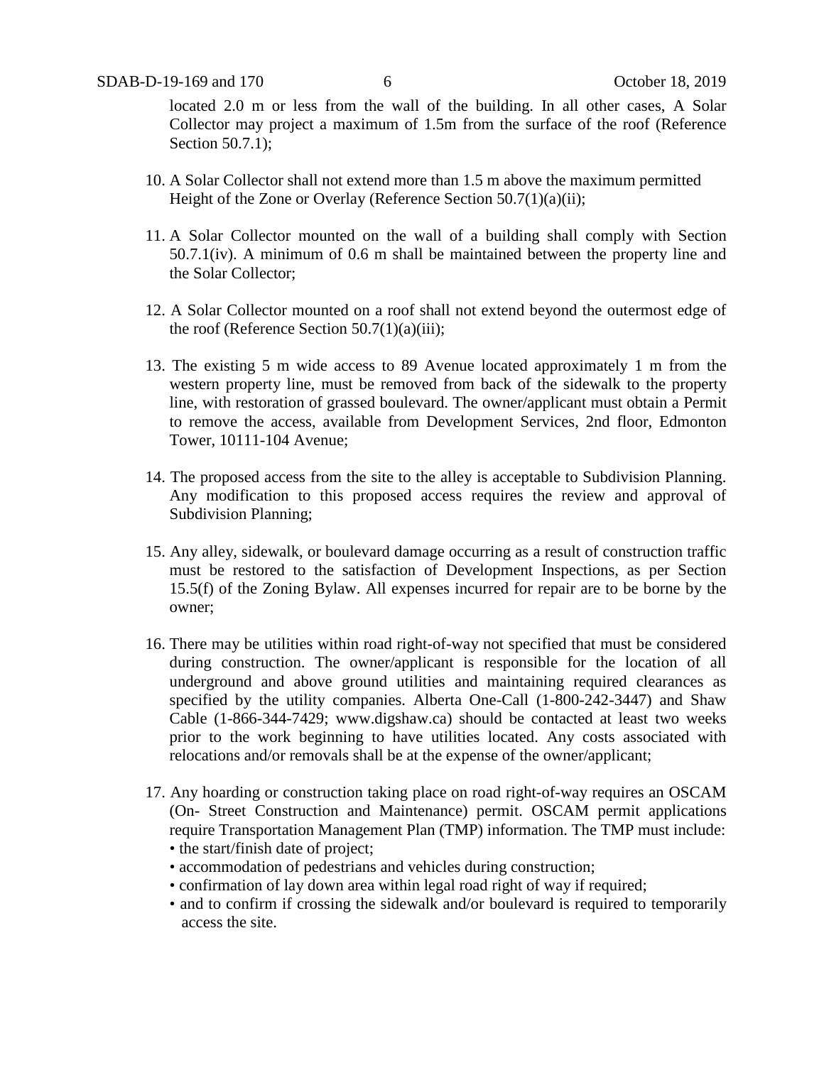located 2.0 m or less from the wall of the building. In all other cases, A Solar Collector may project a maximum of 1.5m from the surface of the roof (Reference Section 50.7.1);

10. A Solar Collector shall not extend more than 1.5 m above the maximum permitted Height of the Zone or Overlay (Reference Section 50.7(1)(a)(ii);

11. A Solar Collector mounted on the wall of a building shall comply with Section 50.7.1(iv). A minimum of 0.6 m shall be maintained between the property line and the Solar Collector;

12. A Solar Collector mounted on a roof shall not extend beyond the outermost edge of the roof (Reference Section 50.7(1)(a)(iii);

13. The existing 5 m wide access to 89 Avenue located approximately 1 m from the western property line, must be removed from back of the sidewalk to the property line, with restoration of grassed boulevard. The owner/applicant must obtain a Permit to remove the access, available from Development Services, 2nd floor, Edmonton Tower, 10111-104 Avenue;

14. The proposed access from the site to the alley is acceptable to Subdivision Planning. Any modification to this proposed access requires the review and approval of Subdivision Planning;

15. Any alley, sidewalk, or boulevard damage occurring as a result of construction traffic must be restored to the satisfaction of Development Inspections, as per Section 15.5(f) of the Zoning Bylaw. All expenses incurred for repair are to be borne by the owner;

16. There may be utilities within road right-of-way not specified that must be considered during construction. The owner/applicant is responsible for the location of all underground and above ground utilities and maintaining required clearances as specified by the utility companies. Alberta One-Call (1-800-242-3447) and Shaw Cable (1-866-344-7429; www.digshaw.ca) should be contacted at least two weeks prior to the work beginning to have utilities located. Any costs associated with relocations and/or removals shall be at the expense of the owner/applicant;

17. Any hoarding or construction taking place on road right-of-way requires an OSCAM (On- Street Construction and Maintenance) permit. OSCAM permit applications require Transportation Management Plan (TMP) information. The TMP must include:
    - the start/finish date of project;
    - accommodation of pedestrians and vehicles during construction;
    - confirmation of lay down area within legal road right of way if required;
    - and to confirm if crossing the sidewalk and/or boulevard is required to temporarily access the site.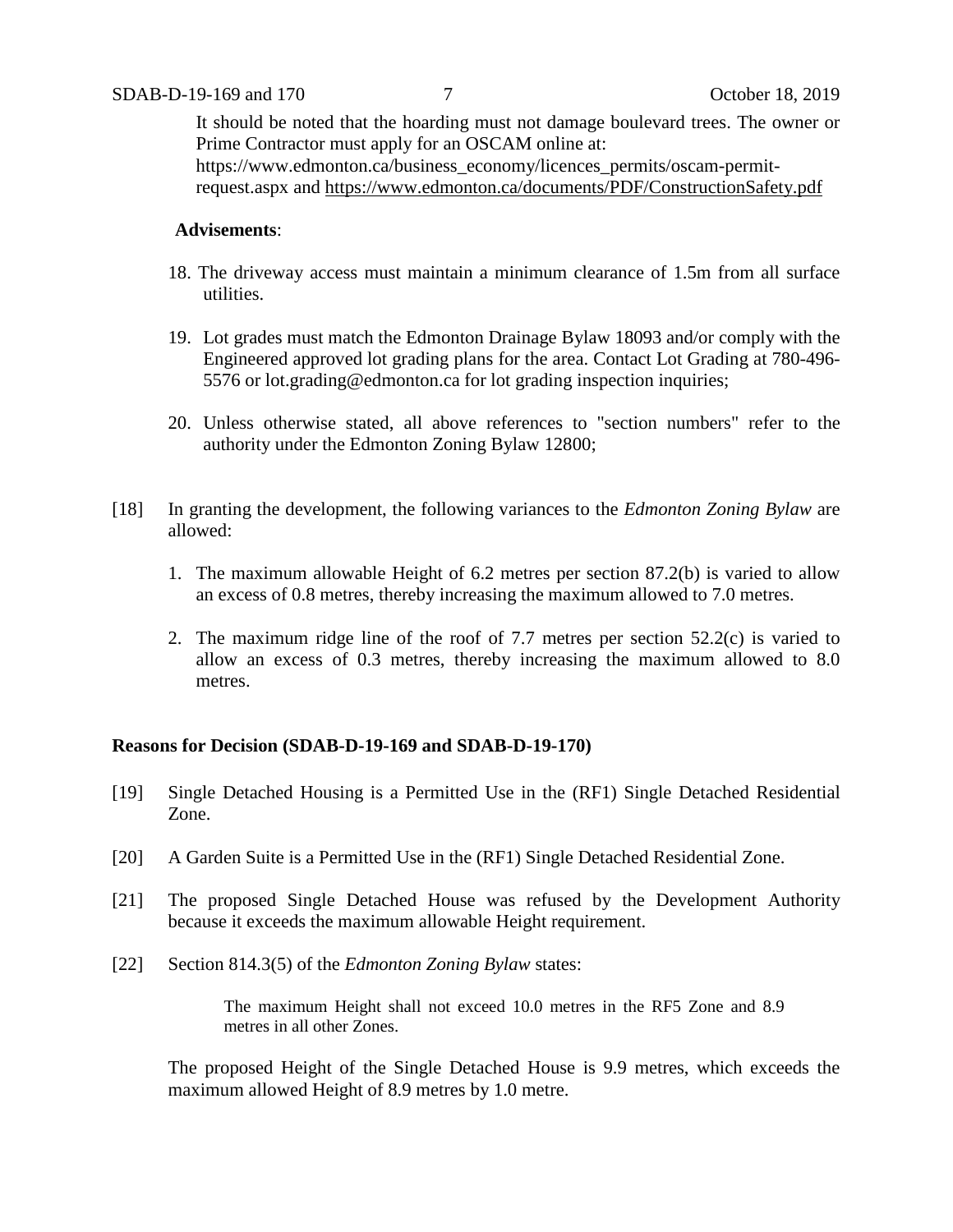It should be noted that the hoarding must not damage boulevard trees. The owner or Prime Contractor must apply for an OSCAM online at: https://www.edmonton.ca/business_economy/licences_permits/oscam-permit-request.aspx and https://www.edmonton.ca/documents/PDF/ConstructionSafety.pdf

**Advisements**:

18. The driveway access must maintain a minimum clearance of 1.5m from all surface utilities.

19. Lot grades must match the Edmonton Drainage Bylaw 18093 and/or comply with the Engineered approved lot grading plans for the area. Contact Lot Grading at 780-496-5576 or lot.grading@edmonton.ca for lot grading inspection inquiries;

20. Unless otherwise stated, all above references to "section numbers" refer to the authority under the Edmonton Zoning Bylaw 12800;

[18] In granting the development, the following variances to the *Edmonton Zoning Bylaw* are allowed:

1. The maximum allowable Height of 6.2 metres per section 87.2(b) is varied to allow an excess of 0.8 metres, thereby increasing the maximum allowed to 7.0 metres.

2. The maximum ridge line of the roof of 7.7 metres per section 52.2(c) is varied to allow an excess of 0.3 metres, thereby increasing the maximum allowed to 8.0 metres.

**Reasons for Decision (SDAB-D-19-169 and SDAB-D-19-170)**

[19] Single Detached Housing is a Permitted Use in the (RF1) Single Detached Residential Zone.

[20] A Garden Suite is a Permitted Use in the (RF1) Single Detached Residential Zone.

[21] The proposed Single Detached House was refused by the Development Authority because it exceeds the maximum allowable Height requirement.

[22] Section 814.3(5) of the *Edmonton Zoning Bylaw* states:

> The maximum Height shall not exceed 10.0 metres in the RF5 Zone and 8.9 metres in all other Zones.

The proposed Height of the Single Detached House is 9.9 metres, which exceeds the maximum allowed Height of 8.9 metres by 1.0 metre.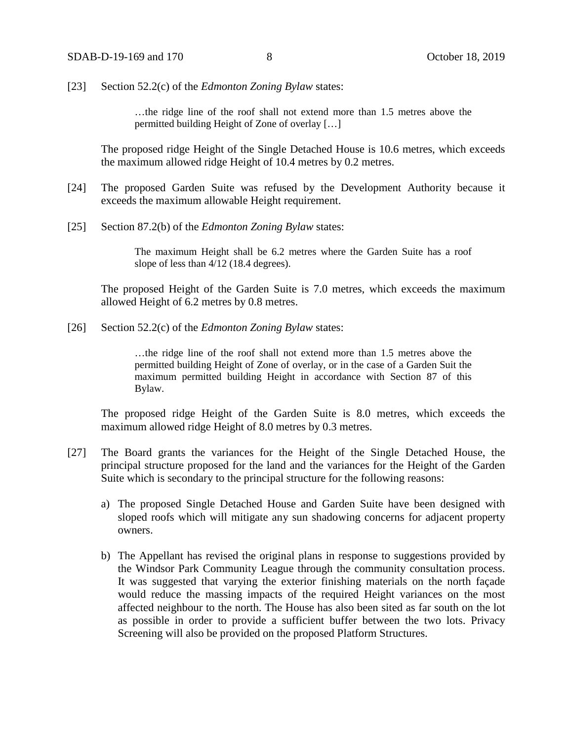[23] Section 52.2(c) of the *Edmonton Zoning Bylaw* states:

> …the ridge line of the roof shall not extend more than 1.5 metres above the permitted building Height of Zone of overlay […]

The proposed ridge Height of the Single Detached House is 10.6 metres, which exceeds the maximum allowed ridge Height of 10.4 metres by 0.2 metres.

[24] The proposed Garden Suite was refused by the Development Authority because it exceeds the maximum allowable Height requirement.

[25] Section 87.2(b) of the *Edmonton Zoning Bylaw* states:

> The maximum Height shall be 6.2 metres where the Garden Suite has a roof slope of less than 4/12 (18.4 degrees).

The proposed Height of the Garden Suite is 7.0 metres, which exceeds the maximum allowed Height of 6.2 metres by 0.8 metres.

[26] Section 52.2(c) of the *Edmonton Zoning Bylaw* states:

> …the ridge line of the roof shall not extend more than 1.5 metres above the permitted building Height of Zone of overlay, or in the case of a Garden Suit the maximum permitted building Height in accordance with Section 87 of this Bylaw.

The proposed ridge Height of the Garden Suite is 8.0 metres, which exceeds the maximum allowed ridge Height of 8.0 metres by 0.3 metres.

[27] The Board grants the variances for the Height of the Single Detached House, the principal structure proposed for the land and the variances for the Height of the Garden Suite which is secondary to the principal structure for the following reasons:

a) The proposed Single Detached House and Garden Suite have been designed with sloped roofs which will mitigate any sun shadowing concerns for adjacent property owners.

b) The Appellant has revised the original plans in response to suggestions provided by the Windsor Park Community League through the community consultation process. It was suggested that varying the exterior finishing materials on the north façade would reduce the massing impacts of the required Height variances on the most affected neighbour to the north. The House has also been sited as far south on the lot as possible in order to provide a sufficient buffer between the two lots. Privacy Screening will also be provided on the proposed Platform Structures.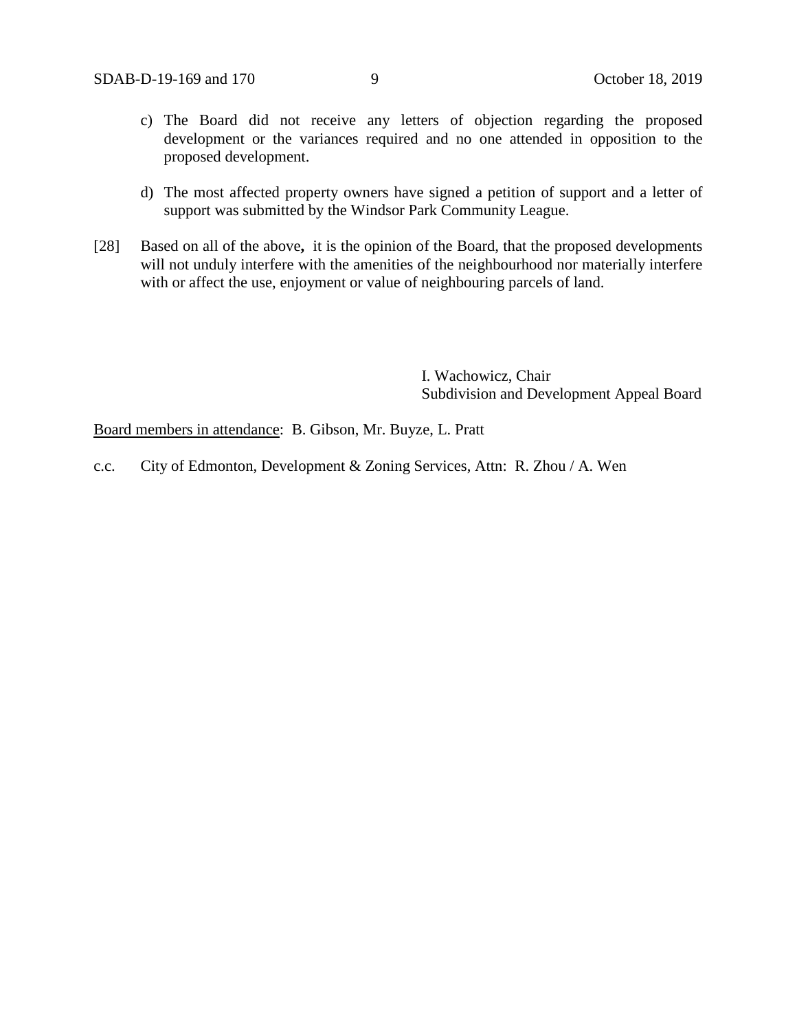c) The Board did not receive any letters of objection regarding the proposed development or the variances required and no one attended in opposition to the proposed development.

d) The most affected property owners have signed a petition of support and a letter of support was submitted by the Windsor Park Community League.

[28] Based on all of the above**,** it is the opinion of the Board, that the proposed developments will not unduly interfere with the amenities of the neighbourhood nor materially interfere with or affect the use, enjoyment or value of neighbouring parcels of land.

I. Wachowicz, Chair
Subdivision and Development Appeal Board

Board members in attendance: B. Gibson, Mr. Buyze, L. Pratt

c.c. City of Edmonton, Development & Zoning Services, Attn: R. Zhou / A. Wen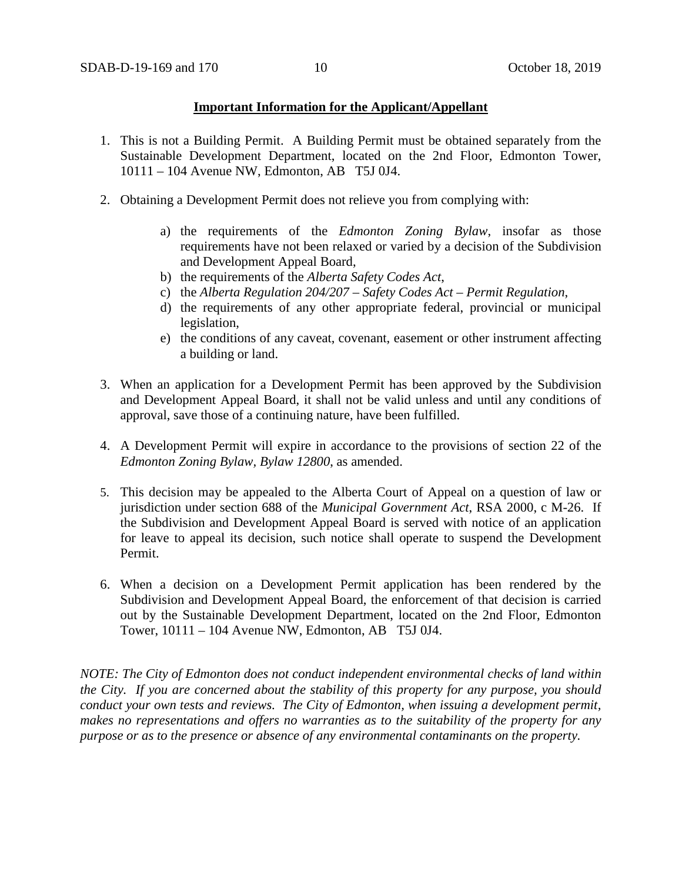**Important Information for the Applicant/Appellant**

1. This is not a Building Permit. A Building Permit must be obtained separately from the Sustainable Development Department, located on the 2nd Floor, Edmonton Tower, 10111 – 104 Avenue NW, Edmonton, AB T5J 0J4.

2. Obtaining a Development Permit does not relieve you from complying with:

    a) the requirements of the *Edmonton Zoning Bylaw*, insofar as those requirements have not been relaxed or varied by a decision of the Subdivision and Development Appeal Board,
    b) the requirements of the *Alberta Safety Codes Act*,
    c) the *Alberta Regulation 204/207 – Safety Codes Act – Permit Regulation*,
    d) the requirements of any other appropriate federal, provincial or municipal legislation,
    e) the conditions of any caveat, covenant, easement or other instrument affecting a building or land.

3. When an application for a Development Permit has been approved by the Subdivision and Development Appeal Board, it shall not be valid unless and until any conditions of approval, save those of a continuing nature, have been fulfilled.

4. A Development Permit will expire in accordance to the provisions of section 22 of the *Edmonton Zoning Bylaw, Bylaw 12800*, as amended.

5. This decision may be appealed to the Alberta Court of Appeal on a question of law or jurisdiction under section 688 of the *Municipal Government Act*, RSA 2000, c M-26. If the Subdivision and Development Appeal Board is served with notice of an application for leave to appeal its decision, such notice shall operate to suspend the Development Permit.

6. When a decision on a Development Permit application has been rendered by the Subdivision and Development Appeal Board, the enforcement of that decision is carried out by the Sustainable Development Department, located on the 2nd Floor, Edmonton Tower, 10111 – 104 Avenue NW, Edmonton, AB T5J 0J4.

*NOTE: The City of Edmonton does not conduct independent environmental checks of land within the City. If you are concerned about the stability of this property for any purpose, you should conduct your own tests and reviews. The City of Edmonton, when issuing a development permit, makes no representations and offers no warranties as to the suitability of the property for any purpose or as to the presence or absence of any environmental contaminants on the property.*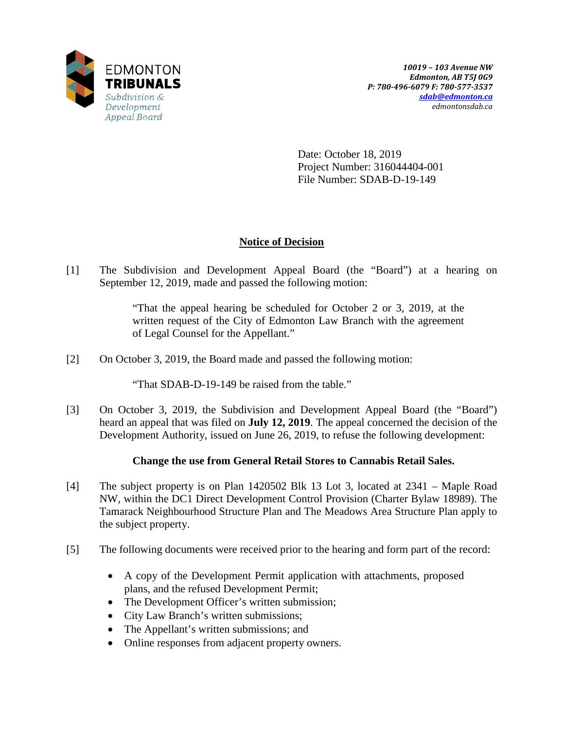EDMONTON
**TRIBUNALS**
*Subdivision & Development Appeal Board*

***10019 – 103 Avenue NW***
***Edmonton, AB T5J 0G9***
***P: 780-496-6079 F: 780-577-3537***
***sdab@edmonton.ca***
*edmontonsdab.ca*

Date: October 18, 2019
Project Number: 316044404-001
File Number: SDAB-D-19-149

## Notice of Decision

[1] The Subdivision and Development Appeal Board (the "Board") at a hearing on September 12, 2019, made and passed the following motion:

> "That the appeal hearing be scheduled for October 2 or 3, 2019, at the written request of the City of Edmonton Law Branch with the agreement of Legal Counsel for the Appellant."

[2] On October 3, 2019, the Board made and passed the following motion:

> "That SDAB-D-19-149 be raised from the table."

[3] On October 3, 2019, the Subdivision and Development Appeal Board (the "Board") heard an appeal that was filed on **July 12, 2019**. The appeal concerned the decision of the Development Authority, issued on June 26, 2019, to refuse the following development:

**Change the use from General Retail Stores to Cannabis Retail Sales.**

[4] The subject property is on Plan 1420502 Blk 13 Lot 3, located at 2341 – Maple Road NW, within the DC1 Direct Development Control Provision (Charter Bylaw 18989). The Tamarack Neighbourhood Structure Plan and The Meadows Area Structure Plan apply to the subject property.

[5] The following documents were received prior to the hearing and form part of the record:

- A copy of the Development Permit application with attachments, proposed plans, and the refused Development Permit;
- The Development Officer's written submission;
- City Law Branch's written submissions;
- The Appellant's written submissions; and
- Online responses from adjacent property owners.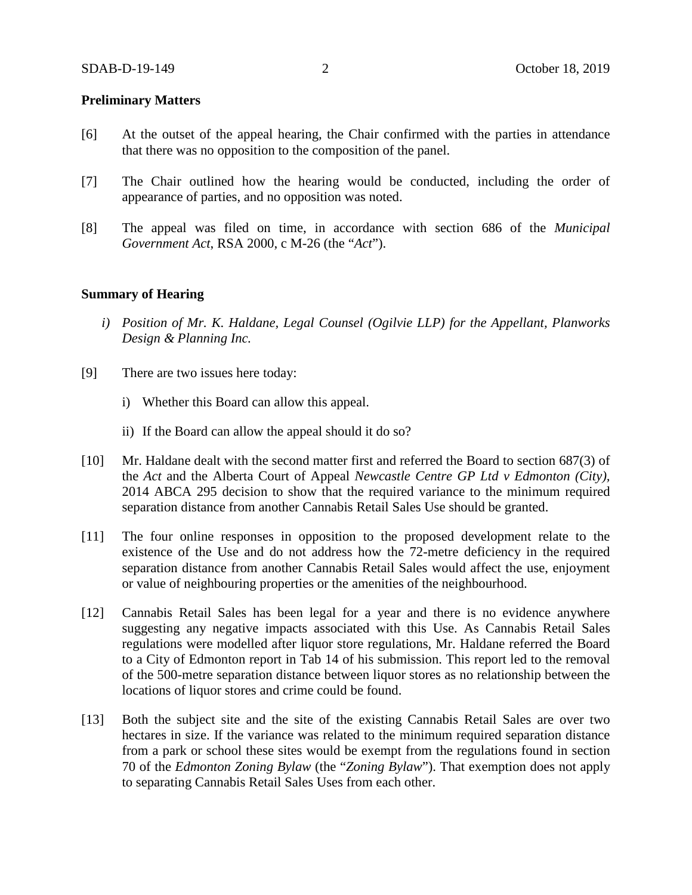**Preliminary Matters**

[6] At the outset of the appeal hearing, the Chair confirmed with the parties in attendance that there was no opposition to the composition of the panel.

[7] The Chair outlined how the hearing would be conducted, including the order of appearance of parties, and no opposition was noted.

[8] The appeal was filed on time, in accordance with section 686 of the *Municipal Government Act*, RSA 2000, c M-26 (the "*Act*").

**Summary of Hearing**

*i) Position of Mr. K. Haldane, Legal Counsel (Ogilvie LLP) for the Appellant, Planworks Design & Planning Inc.*

[9] There are two issues here today:

i) Whether this Board can allow this appeal.

ii) If the Board can allow the appeal should it do so?

[10] Mr. Haldane dealt with the second matter first and referred the Board to section 687(3) of the *Act* and the Alberta Court of Appeal *Newcastle Centre GP Ltd v Edmonton (City)*, 2014 ABCA 295 decision to show that the required variance to the minimum required separation distance from another Cannabis Retail Sales Use should be granted.

[11] The four online responses in opposition to the proposed development relate to the existence of the Use and do not address how the 72-metre deficiency in the required separation distance from another Cannabis Retail Sales would affect the use, enjoyment or value of neighbouring properties or the amenities of the neighbourhood.

[12] Cannabis Retail Sales has been legal for a year and there is no evidence anywhere suggesting any negative impacts associated with this Use. As Cannabis Retail Sales regulations were modelled after liquor store regulations, Mr. Haldane referred the Board to a City of Edmonton report in Tab 14 of his submission. This report led to the removal of the 500-metre separation distance between liquor stores as no relationship between the locations of liquor stores and crime could be found.

[13] Both the subject site and the site of the existing Cannabis Retail Sales are over two hectares in size. If the variance was related to the minimum required separation distance from a park or school these sites would be exempt from the regulations found in section 70 of the *Edmonton Zoning Bylaw* (the "*Zoning Bylaw*"). That exemption does not apply to separating Cannabis Retail Sales Uses from each other.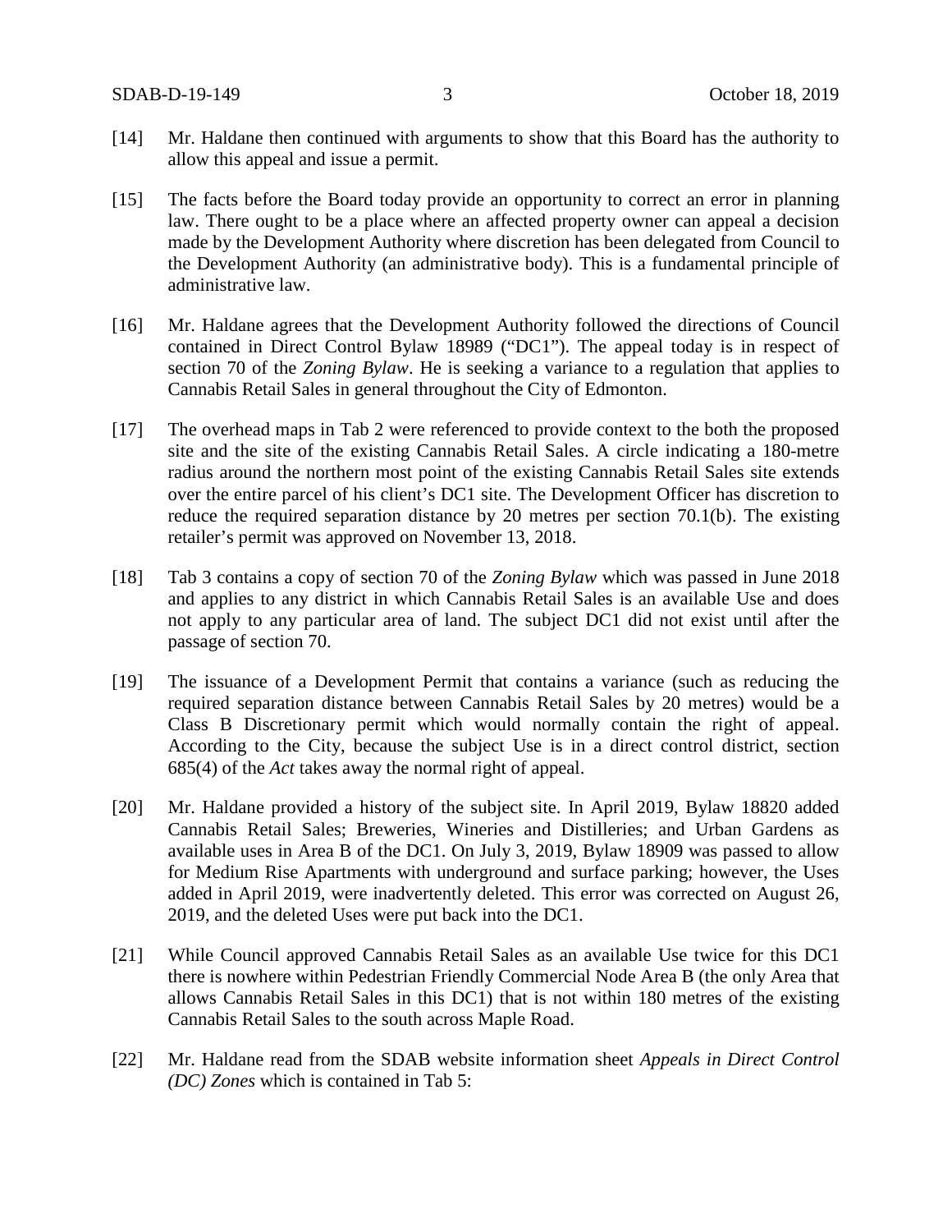[14] Mr. Haldane then continued with arguments to show that this Board has the authority to allow this appeal and issue a permit.

[15] The facts before the Board today provide an opportunity to correct an error in planning law. There ought to be a place where an affected property owner can appeal a decision made by the Development Authority where discretion has been delegated from Council to the Development Authority (an administrative body). This is a fundamental principle of administrative law.

[16] Mr. Haldane agrees that the Development Authority followed the directions of Council contained in Direct Control Bylaw 18989 ("DC1"). The appeal today is in respect of section 70 of the *Zoning Bylaw*. He is seeking a variance to a regulation that applies to Cannabis Retail Sales in general throughout the City of Edmonton.

[17] The overhead maps in Tab 2 were referenced to provide context to the both the proposed site and the site of the existing Cannabis Retail Sales. A circle indicating a 180-metre radius around the northern most point of the existing Cannabis Retail Sales site extends over the entire parcel of his client's DC1 site. The Development Officer has discretion to reduce the required separation distance by 20 metres per section 70.1(b). The existing retailer's permit was approved on November 13, 2018.

[18] Tab 3 contains a copy of section 70 of the *Zoning Bylaw* which was passed in June 2018 and applies to any district in which Cannabis Retail Sales is an available Use and does not apply to any particular area of land. The subject DC1 did not exist until after the passage of section 70.

[19] The issuance of a Development Permit that contains a variance (such as reducing the required separation distance between Cannabis Retail Sales by 20 metres) would be a Class B Discretionary permit which would normally contain the right of appeal. According to the City, because the subject Use is in a direct control district, section 685(4) of the *Act* takes away the normal right of appeal.

[20] Mr. Haldane provided a history of the subject site. In April 2019, Bylaw 18820 added Cannabis Retail Sales; Breweries, Wineries and Distilleries; and Urban Gardens as available uses in Area B of the DC1. On July 3, 2019, Bylaw 18909 was passed to allow for Medium Rise Apartments with underground and surface parking; however, the Uses added in April 2019, were inadvertently deleted. This error was corrected on August 26, 2019, and the deleted Uses were put back into the DC1.

[21] While Council approved Cannabis Retail Sales as an available Use twice for this DC1 there is nowhere within Pedestrian Friendly Commercial Node Area B (the only Area that allows Cannabis Retail Sales in this DC1) that is not within 180 metres of the existing Cannabis Retail Sales to the south across Maple Road.

[22] Mr. Haldane read from the SDAB website information sheet *Appeals in Direct Control (DC) Zones* which is contained in Tab 5: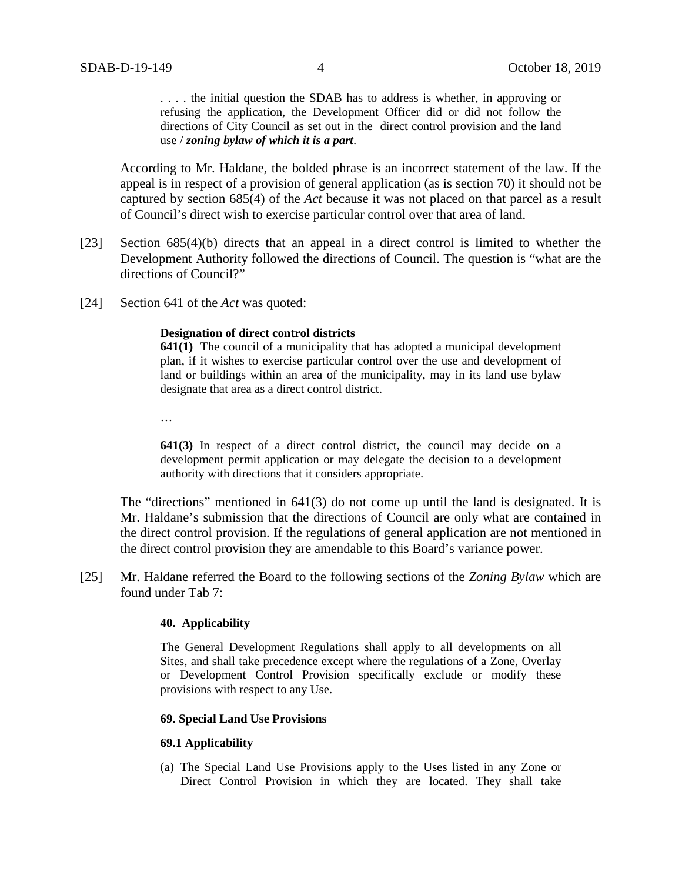> . . . . the initial question the SDAB has to address is whether, in approving or refusing the application, the Development Officer did or did not follow the directions of City Council as set out in the direct control provision and the land use / ***zoning bylaw of which it is a part***.

According to Mr. Haldane, the bolded phrase is an incorrect statement of the law. If the appeal is in respect of a provision of general application (as is section 70) it should not be captured by section 685(4) of the *Act* because it was not placed on that parcel as a result of Council's direct wish to exercise particular control over that area of land.

[23] Section 685(4)(b) directs that an appeal in a direct control is limited to whether the Development Authority followed the directions of Council. The question is "what are the directions of Council?"

[24] Section 641 of the *Act* was quoted:

> **Designation of direct control districts**
>
> **641(1)** The council of a municipality that has adopted a municipal development plan, if it wishes to exercise particular control over the use and development of land or buildings within an area of the municipality, may in its land use bylaw designate that area as a direct control district.
>
> …
>
> **641(3)** In respect of a direct control district, the council may decide on a development permit application or may delegate the decision to a development authority with directions that it considers appropriate.

The "directions" mentioned in 641(3) do not come up until the land is designated. It is Mr. Haldane's submission that the directions of Council are only what are contained in the direct control provision. If the regulations of general application are not mentioned in the direct control provision they are amendable to this Board's variance power.

[25] Mr. Haldane referred the Board to the following sections of the *Zoning Bylaw* which are found under Tab 7:

> **40. Applicability**
>
> The General Development Regulations shall apply to all developments on all Sites, and shall take precedence except where the regulations of a Zone, Overlay or Development Control Provision specifically exclude or modify these provisions with respect to any Use.
>
> **69. Special Land Use Provisions**
>
> **69.1 Applicability**
>
> (a) The Special Land Use Provisions apply to the Uses listed in any Zone or Direct Control Provision in which they are located. They shall take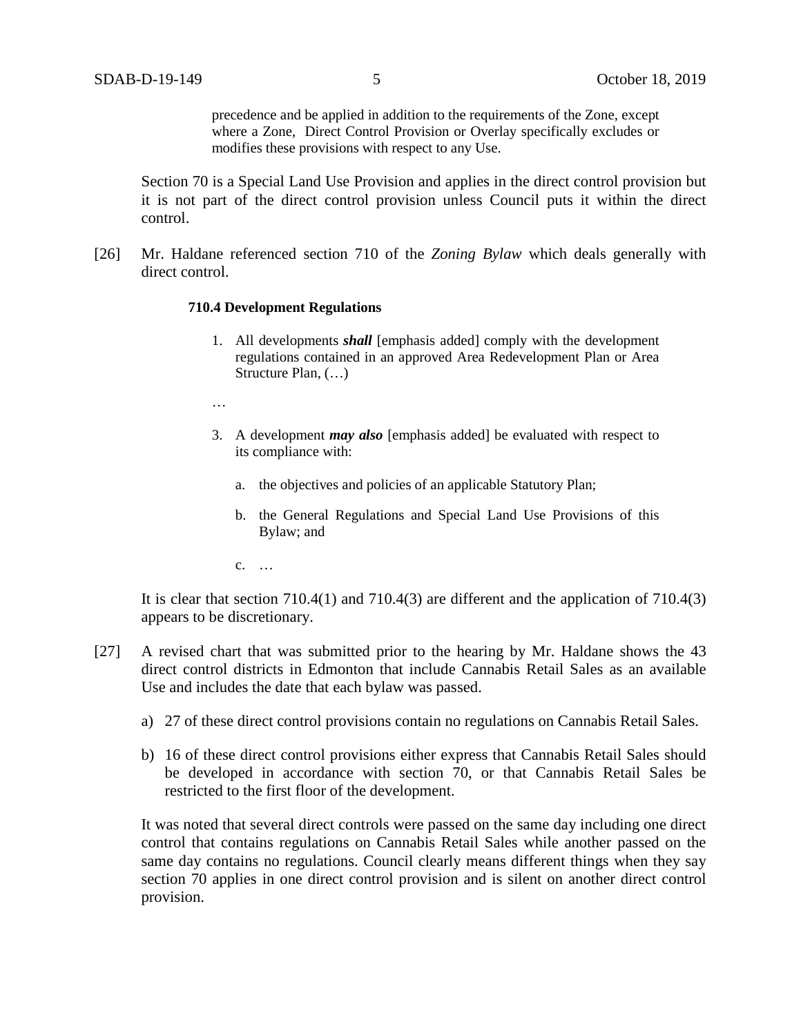> precedence and be applied in addition to the requirements of the Zone, except where a Zone, Direct Control Provision or Overlay specifically excludes or modifies these provisions with respect to any Use.

Section 70 is a Special Land Use Provision and applies in the direct control provision but it is not part of the direct control provision unless Council puts it within the direct control.

[26] Mr. Haldane referenced section 710 of the *Zoning Bylaw* which deals generally with direct control.

> **710.4 Development Regulations**
>
> 1. All developments ***shall*** [emphasis added] comply with the development regulations contained in an approved Area Redevelopment Plan or Area Structure Plan, (…)
>
> …
>
> 3. A development ***may also*** [emphasis added] be evaluated with respect to its compliance with:
>
>     a. the objectives and policies of an applicable Statutory Plan;
>
>     b. the General Regulations and Special Land Use Provisions of this Bylaw; and
>
>     c. …

It is clear that section 710.4(1) and 710.4(3) are different and the application of 710.4(3) appears to be discretionary.

[27] A revised chart that was submitted prior to the hearing by Mr. Haldane shows the 43 direct control districts in Edmonton that include Cannabis Retail Sales as an available Use and includes the date that each bylaw was passed.

a) 27 of these direct control provisions contain no regulations on Cannabis Retail Sales.

b) 16 of these direct control provisions either express that Cannabis Retail Sales should be developed in accordance with section 70, or that Cannabis Retail Sales be restricted to the first floor of the development.

It was noted that several direct controls were passed on the same day including one direct control that contains regulations on Cannabis Retail Sales while another passed on the same day contains no regulations. Council clearly means different things when they say section 70 applies in one direct control provision and is silent on another direct control provision.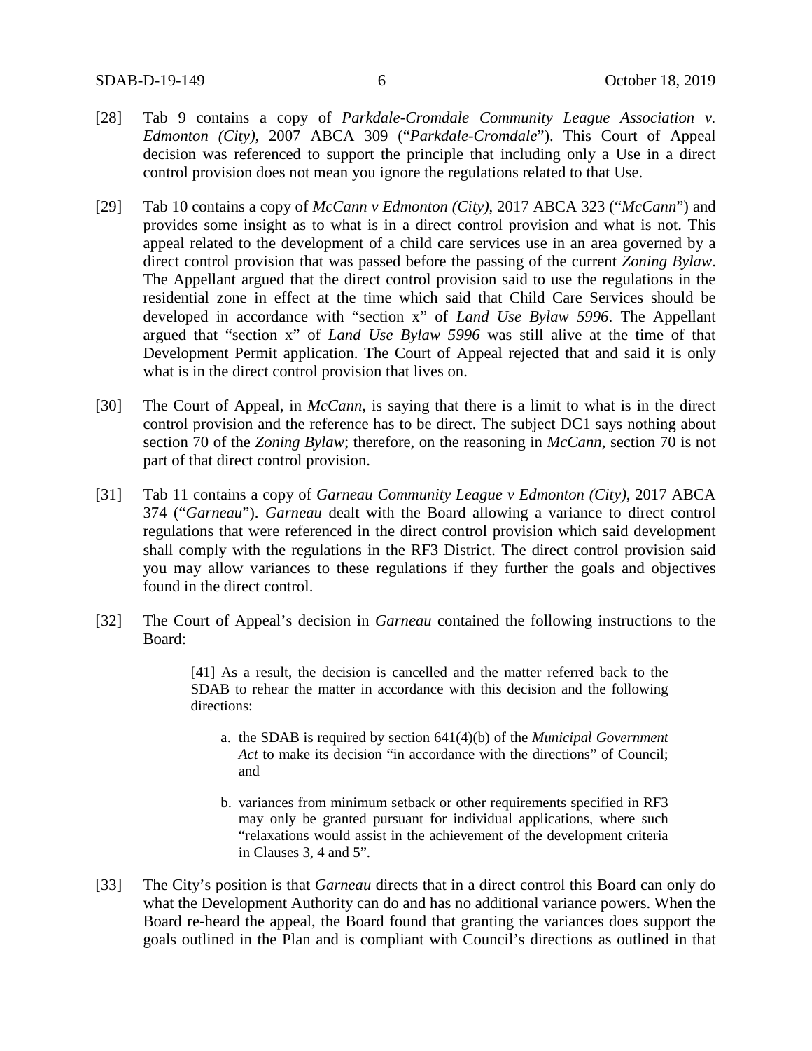[28] Tab 9 contains a copy of *Parkdale-Cromdale Community League Association v. Edmonton (City)*, 2007 ABCA 309 ("*Parkdale-Cromdale*"). This Court of Appeal decision was referenced to support the principle that including only a Use in a direct control provision does not mean you ignore the regulations related to that Use.

[29] Tab 10 contains a copy of *McCann v Edmonton (City)*, 2017 ABCA 323 ("*McCann*") and provides some insight as to what is in a direct control provision and what is not. This appeal related to the development of a child care services use in an area governed by a direct control provision that was passed before the passing of the current *Zoning Bylaw*. The Appellant argued that the direct control provision said to use the regulations in the residential zone in effect at the time which said that Child Care Services should be developed in accordance with "section x" of *Land Use Bylaw 5996*. The Appellant argued that "section x" of *Land Use Bylaw 5996* was still alive at the time of that Development Permit application. The Court of Appeal rejected that and said it is only what is in the direct control provision that lives on.

[30] The Court of Appeal, in *McCann*, is saying that there is a limit to what is in the direct control provision and the reference has to be direct. The subject DC1 says nothing about section 70 of the *Zoning Bylaw*; therefore, on the reasoning in *McCann*, section 70 is not part of that direct control provision.

[31] Tab 11 contains a copy of *Garneau Community League v Edmonton (City)*, 2017 ABCA 374 ("*Garneau*"). *Garneau* dealt with the Board allowing a variance to direct control regulations that were referenced in the direct control provision which said development shall comply with the regulations in the RF3 District. The direct control provision said you may allow variances to these regulations if they further the goals and objectives found in the direct control.

[32] The Court of Appeal's decision in *Garneau* contained the following instructions to the Board:

> [41] As a result, the decision is cancelled and the matter referred back to the SDAB to rehear the matter in accordance with this decision and the following directions:
>
> a. the SDAB is required by section 641(4)(b) of the *Municipal Government Act* to make its decision "in accordance with the directions" of Council; and
>
> b. variances from minimum setback or other requirements specified in RF3 may only be granted pursuant for individual applications, where such "relaxations would assist in the achievement of the development criteria in Clauses 3, 4 and 5".

[33] The City's position is that *Garneau* directs that in a direct control this Board can only do what the Development Authority can do and has no additional variance powers. When the Board re-heard the appeal, the Board found that granting the variances does support the goals outlined in the Plan and is compliant with Council's directions as outlined in that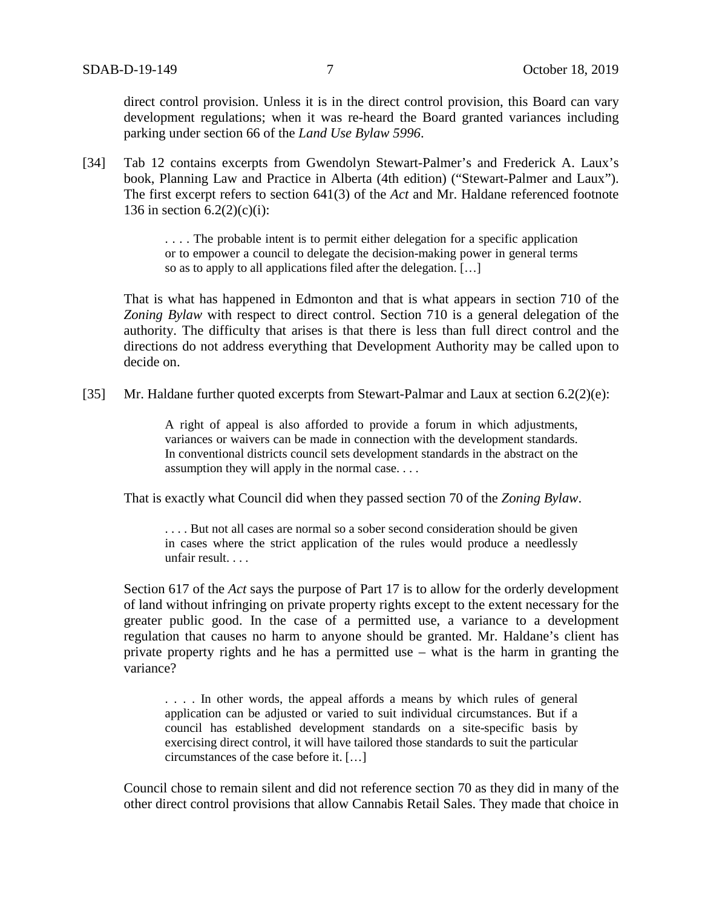direct control provision. Unless it is in the direct control provision, this Board can vary development regulations; when it was re-heard the Board granted variances including parking under section 66 of the *Land Use Bylaw 5996*.

[34] Tab 12 contains excerpts from Gwendolyn Stewart-Palmer's and Frederick A. Laux's book, Planning Law and Practice in Alberta (4th edition) ("Stewart-Palmer and Laux"). The first excerpt refers to section 641(3) of the *Act* and Mr. Haldane referenced footnote 136 in section 6.2(2)(c)(i):

> . . . . The probable intent is to permit either delegation for a specific application or to empower a council to delegate the decision-making power in general terms so as to apply to all applications filed after the delegation. […]

That is what has happened in Edmonton and that is what appears in section 710 of the *Zoning Bylaw* with respect to direct control. Section 710 is a general delegation of the authority. The difficulty that arises is that there is less than full direct control and the directions do not address everything that Development Authority may be called upon to decide on.

[35] Mr. Haldane further quoted excerpts from Stewart-Palmar and Laux at section 6.2(2)(e):

> A right of appeal is also afforded to provide a forum in which adjustments, variances or waivers can be made in connection with the development standards. In conventional districts council sets development standards in the abstract on the assumption they will apply in the normal case. . . .

That is exactly what Council did when they passed section 70 of the *Zoning Bylaw*.

> . . . . But not all cases are normal so a sober second consideration should be given in cases where the strict application of the rules would produce a needlessly unfair result. . . .

Section 617 of the *Act* says the purpose of Part 17 is to allow for the orderly development of land without infringing on private property rights except to the extent necessary for the greater public good. In the case of a permitted use, a variance to a development regulation that causes no harm to anyone should be granted. Mr. Haldane's client has private property rights and he has a permitted use – what is the harm in granting the variance?

> . . . . In other words, the appeal affords a means by which rules of general application can be adjusted or varied to suit individual circumstances. But if a council has established development standards on a site-specific basis by exercising direct control, it will have tailored those standards to suit the particular circumstances of the case before it. […]

Council chose to remain silent and did not reference section 70 as they did in many of the other direct control provisions that allow Cannabis Retail Sales. They made that choice in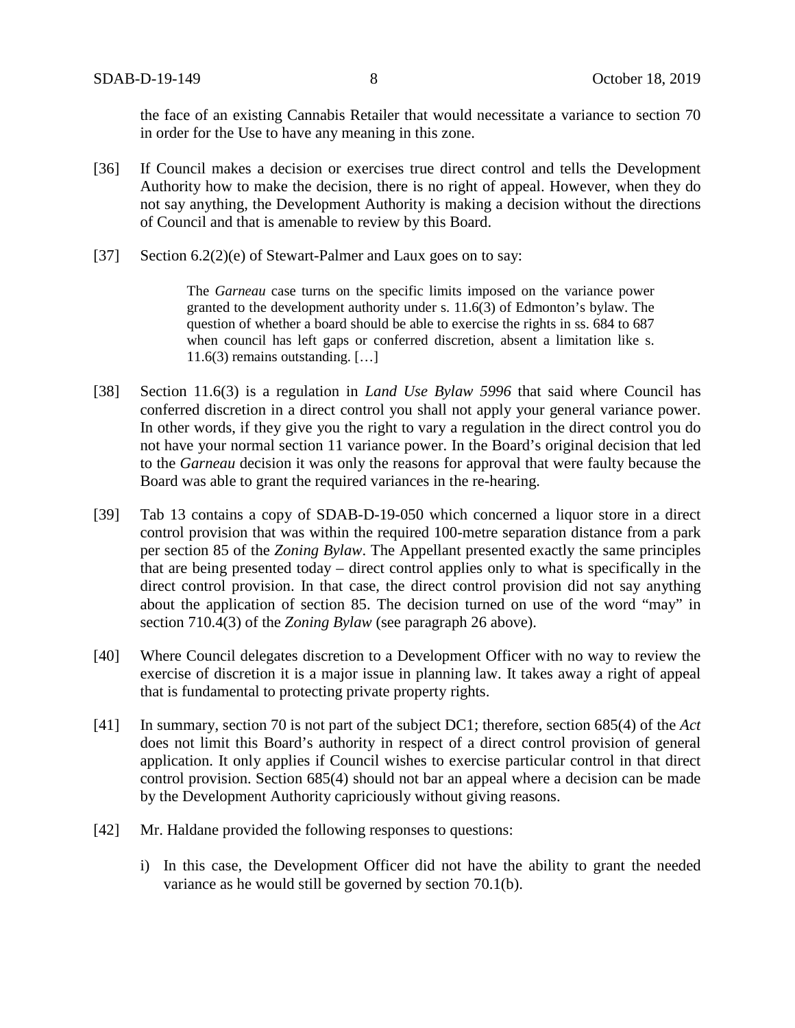the face of an existing Cannabis Retailer that would necessitate a variance to section 70 in order for the Use to have any meaning in this zone.

[36] If Council makes a decision or exercises true direct control and tells the Development Authority how to make the decision, there is no right of appeal. However, when they do not say anything, the Development Authority is making a decision without the directions of Council and that is amenable to review by this Board.

[37] Section 6.2(2)(e) of Stewart-Palmer and Laux goes on to say:

> The *Garneau* case turns on the specific limits imposed on the variance power granted to the development authority under s. 11.6(3) of Edmonton's bylaw. The question of whether a board should be able to exercise the rights in ss. 684 to 687 when council has left gaps or conferred discretion, absent a limitation like s. 11.6(3) remains outstanding. […]

[38] Section 11.6(3) is a regulation in *Land Use Bylaw 5996* that said where Council has conferred discretion in a direct control you shall not apply your general variance power. In other words, if they give you the right to vary a regulation in the direct control you do not have your normal section 11 variance power. In the Board's original decision that led to the *Garneau* decision it was only the reasons for approval that were faulty because the Board was able to grant the required variances in the re-hearing.

[39] Tab 13 contains a copy of SDAB-D-19-050 which concerned a liquor store in a direct control provision that was within the required 100-metre separation distance from a park per section 85 of the *Zoning Bylaw*. The Appellant presented exactly the same principles that are being presented today – direct control applies only to what is specifically in the direct control provision. In that case, the direct control provision did not say anything about the application of section 85. The decision turned on use of the word "may" in section 710.4(3) of the *Zoning Bylaw* (see paragraph 26 above).

[40] Where Council delegates discretion to a Development Officer with no way to review the exercise of discretion it is a major issue in planning law. It takes away a right of appeal that is fundamental to protecting private property rights.

[41] In summary, section 70 is not part of the subject DC1; therefore, section 685(4) of the *Act* does not limit this Board's authority in respect of a direct control provision of general application. It only applies if Council wishes to exercise particular control in that direct control provision. Section 685(4) should not bar an appeal where a decision can be made by the Development Authority capriciously without giving reasons.

[42] Mr. Haldane provided the following responses to questions:

i) In this case, the Development Officer did not have the ability to grant the needed variance as he would still be governed by section 70.1(b).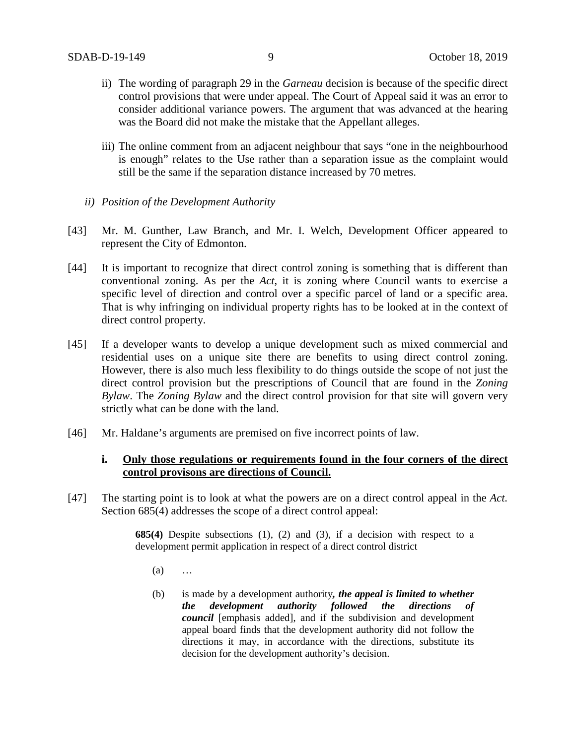ii) The wording of paragraph 29 in the *Garneau* decision is because of the specific direct control provisions that were under appeal. The Court of Appeal said it was an error to consider additional variance powers. The argument that was advanced at the hearing was the Board did not make the mistake that the Appellant alleges.

iii) The online comment from an adjacent neighbour that says "one in the neighbourhood is enough" relates to the Use rather than a separation issue as the complaint would still be the same if the separation distance increased by 70 metres.

*ii) Position of the Development Authority*

[43] Mr. M. Gunther, Law Branch, and Mr. I. Welch, Development Officer appeared to represent the City of Edmonton.

[44] It is important to recognize that direct control zoning is something that is different than conventional zoning. As per the *Act*, it is zoning where Council wants to exercise a specific level of direction and control over a specific parcel of land or a specific area. That is why infringing on individual property rights has to be looked at in the context of direct control property.

[45] If a developer wants to develop a unique development such as mixed commercial and residential uses on a unique site there are benefits to using direct control zoning. However, there is also much less flexibility to do things outside the scope of not just the direct control provision but the prescriptions of Council that are found in the *Zoning Bylaw*. The *Zoning Bylaw* and the direct control provision for that site will govern very strictly what can be done with the land.

[46] Mr. Haldane's arguments are premised on five incorrect points of law.

**i. <u>Only those regulations or requirements found in the four corners of the direct control provisons are directions of Council.</u>**

[47] The starting point is to look at what the powers are on a direct control appeal in the *Act.* Section 685(4) addresses the scope of a direct control appeal:

> **685(4)** Despite subsections (1), (2) and (3), if a decision with respect to a development permit application in respect of a direct control district
>
> (a) …
>
> (b) is made by a development authority***, the appeal is limited to whether the development authority followed the directions of council*** [emphasis added], and if the subdivision and development appeal board finds that the development authority did not follow the directions it may, in accordance with the directions, substitute its decision for the development authority's decision.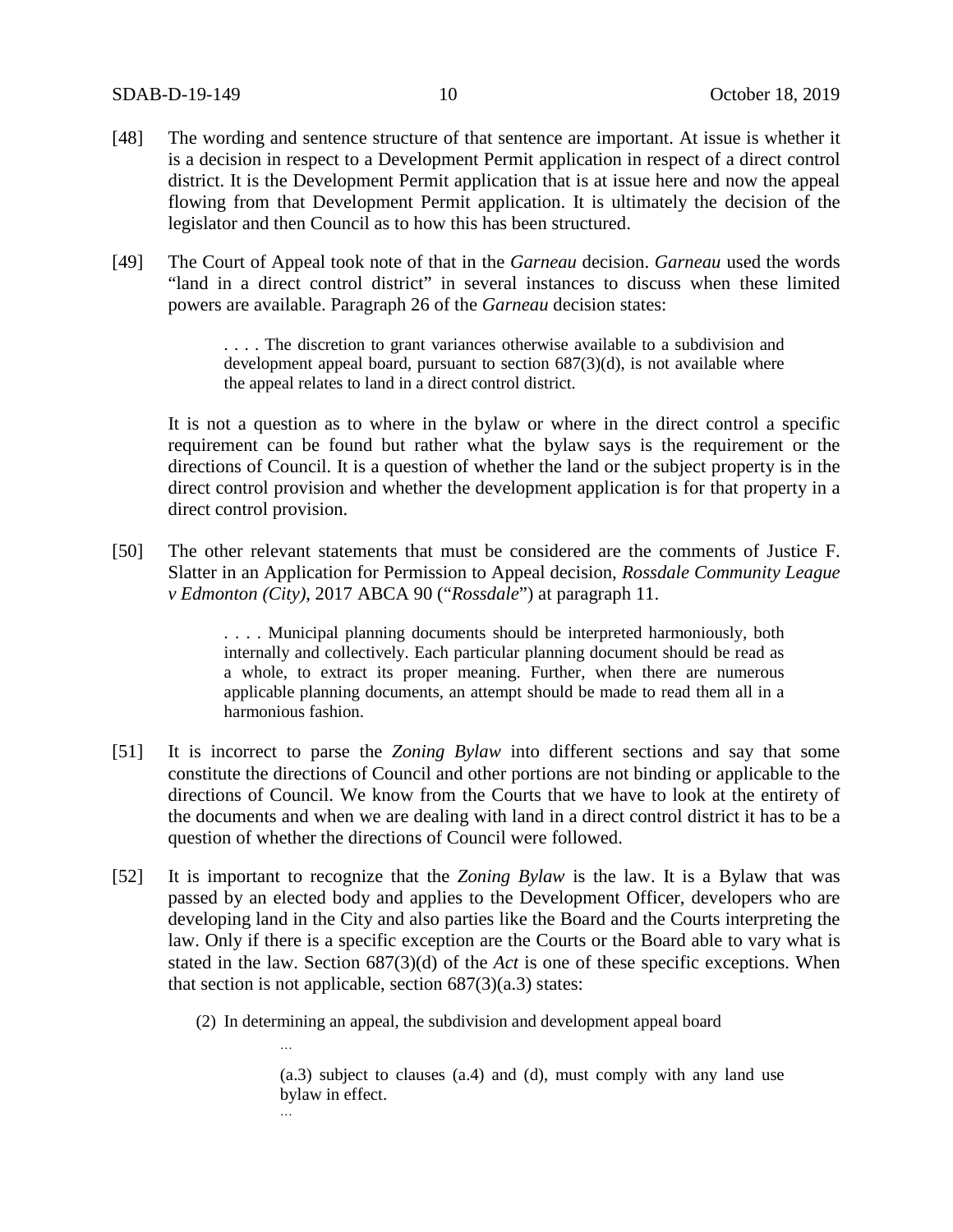[48] The wording and sentence structure of that sentence are important. At issue is whether it is a decision in respect to a Development Permit application in respect of a direct control district. It is the Development Permit application that is at issue here and now the appeal flowing from that Development Permit application. It is ultimately the decision of the legislator and then Council as to how this has been structured.

[49] The Court of Appeal took note of that in the *Garneau* decision. *Garneau* used the words "land in a direct control district" in several instances to discuss when these limited powers are available. Paragraph 26 of the *Garneau* decision states:

> . . . . The discretion to grant variances otherwise available to a subdivision and development appeal board, pursuant to section 687(3)(d), is not available where the appeal relates to land in a direct control district.

It is not a question as to where in the bylaw or where in the direct control a specific requirement can be found but rather what the bylaw says is the requirement or the directions of Council. It is a question of whether the land or the subject property is in the direct control provision and whether the development application is for that property in a direct control provision.

[50] The other relevant statements that must be considered are the comments of Justice F. Slatter in an Application for Permission to Appeal decision, *Rossdale Community League v Edmonton (City)*, 2017 ABCA 90 ("*Rossdale*") at paragraph 11.

> . . . . Municipal planning documents should be interpreted harmoniously, both internally and collectively. Each particular planning document should be read as a whole, to extract its proper meaning. Further, when there are numerous applicable planning documents, an attempt should be made to read them all in a harmonious fashion.

[51] It is incorrect to parse the *Zoning Bylaw* into different sections and say that some constitute the directions of Council and other portions are not binding or applicable to the directions of Council. We know from the Courts that we have to look at the entirety of the documents and when we are dealing with land in a direct control district it has to be a question of whether the directions of Council were followed.

[52] It is important to recognize that the *Zoning Bylaw* is the law. It is a Bylaw that was passed by an elected body and applies to the Development Officer, developers who are developing land in the City and also parties like the Board and the Courts interpreting the law. Only if there is a specific exception are the Courts or the Board able to vary what is stated in the law. Section 687(3)(d) of the *Act* is one of these specific exceptions. When that section is not applicable, section 687(3)(a.3) states:

> (2) In determining an appeal, the subdivision and development appeal board
>
> …
>
> (a.3) subject to clauses (a.4) and (d), must comply with any land use bylaw in effect.
>
> …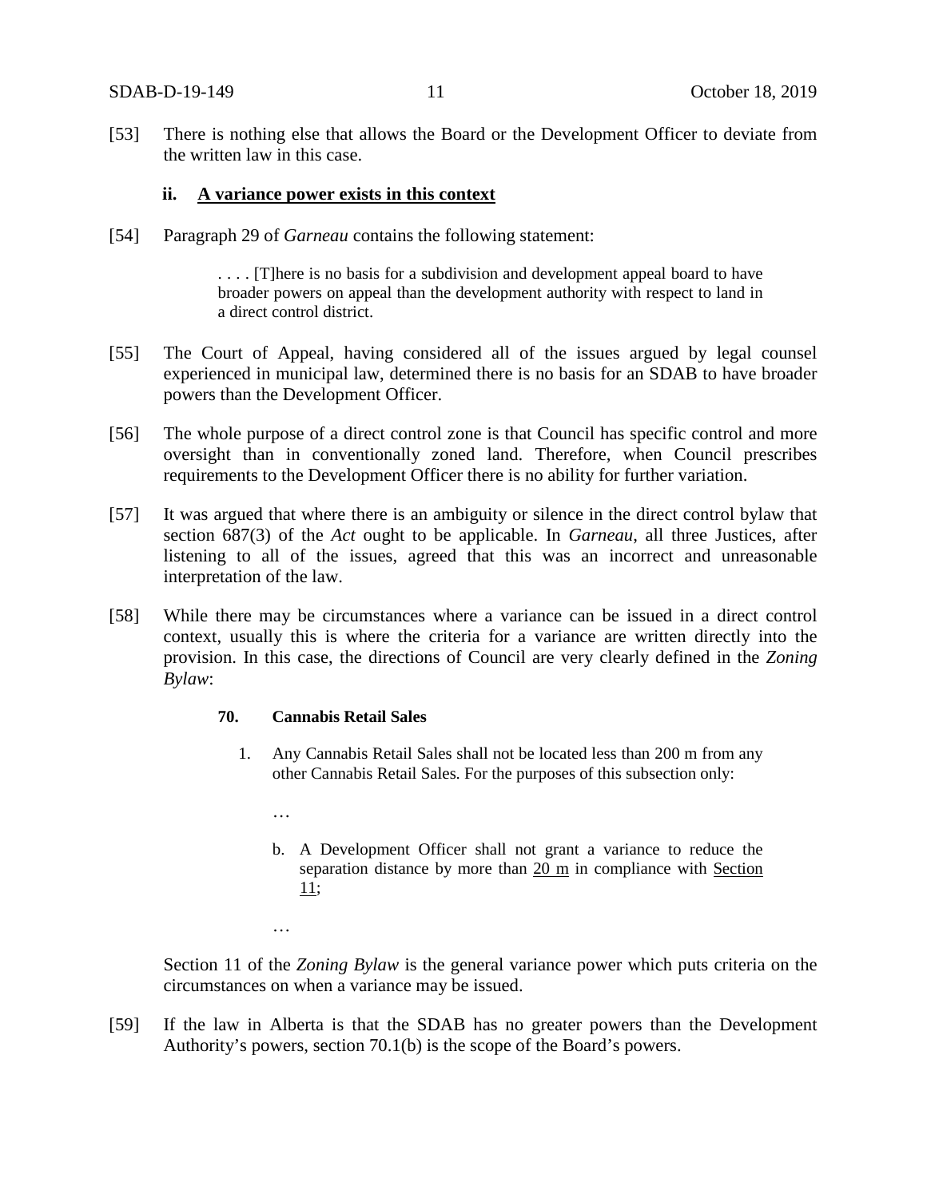[53] There is nothing else that allows the Board or the Development Officer to deviate from the written law in this case.

### ii. <u>A variance power exists in this context</u>

[54] Paragraph 29 of *Garneau* contains the following statement:

> . . . . [T]here is no basis for a subdivision and development appeal board to have broader powers on appeal than the development authority with respect to land in a direct control district.

[55] The Court of Appeal, having considered all of the issues argued by legal counsel experienced in municipal law, determined there is no basis for an SDAB to have broader powers than the Development Officer.

[56] The whole purpose of a direct control zone is that Council has specific control and more oversight than in conventionally zoned land. Therefore, when Council prescribes requirements to the Development Officer there is no ability for further variation.

[57] It was argued that where there is an ambiguity or silence in the direct control bylaw that section 687(3) of the *Act* ought to be applicable. In *Garneau*, all three Justices, after listening to all of the issues, agreed that this was an incorrect and unreasonable interpretation of the law.

[58] While there may be circumstances where a variance can be issued in a direct control context, usually this is where the criteria for a variance are written directly into the provision. In this case, the directions of Council are very clearly defined in the *Zoning Bylaw*:

> **70. Cannabis Retail Sales**
>
> 1. Any Cannabis Retail Sales shall not be located less than 200 m from any other Cannabis Retail Sales. For the purposes of this subsection only:
>
>    …
>
>    b. A Development Officer shall not grant a variance to reduce the separation distance by more than <u>20 m</u> in compliance with <u>Section 11</u>;
>
>    …

Section 11 of the *Zoning Bylaw* is the general variance power which puts criteria on the circumstances on when a variance may be issued.

[59] If the law in Alberta is that the SDAB has no greater powers than the Development Authority's powers, section 70.1(b) is the scope of the Board's powers.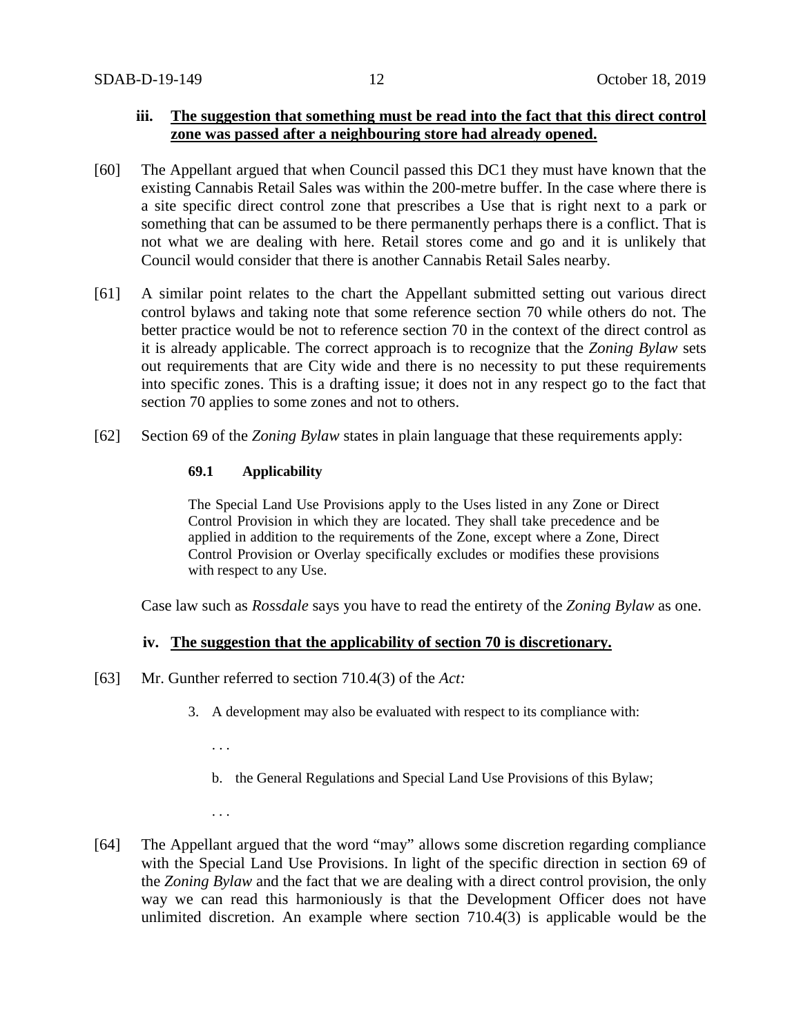### iii. **The suggestion that something must be read into the fact that this direct control zone was passed after a neighbouring store had already opened.**

[60] The Appellant argued that when Council passed this DC1 they must have known that the existing Cannabis Retail Sales was within the 200-metre buffer. In the case where there is a site specific direct control zone that prescribes a Use that is right next to a park or something that can be assumed to be there permanently perhaps there is a conflict. That is not what we are dealing with here. Retail stores come and go and it is unlikely that Council would consider that there is another Cannabis Retail Sales nearby.

[61] A similar point relates to the chart the Appellant submitted setting out various direct control bylaws and taking note that some reference section 70 while others do not. The better practice would be not to reference section 70 in the context of the direct control as it is already applicable. The correct approach is to recognize that the *Zoning Bylaw* sets out requirements that are City wide and there is no necessity to put these requirements into specific zones. This is a drafting issue; it does not in any respect go to the fact that section 70 applies to some zones and not to others.

[62] Section 69 of the *Zoning Bylaw* states in plain language that these requirements apply:

> **69.1 Applicability**
>
> The Special Land Use Provisions apply to the Uses listed in any Zone or Direct Control Provision in which they are located. They shall take precedence and be applied in addition to the requirements of the Zone, except where a Zone, Direct Control Provision or Overlay specifically excludes or modifies these provisions with respect to any Use.

Case law such as *Rossdale* says you have to read the entirety of the *Zoning Bylaw* as one.

### iv. **The suggestion that the applicability of section 70 is discretionary.**

[63] Mr. Gunther referred to section 710.4(3) of the *Act:*

> 3. A development may also be evaluated with respect to its compliance with:
>
> . . .
>
> b. the General Regulations and Special Land Use Provisions of this Bylaw;
>
> . . .

[64] The Appellant argued that the word "may" allows some discretion regarding compliance with the Special Land Use Provisions. In light of the specific direction in section 69 of the *Zoning Bylaw* and the fact that we are dealing with a direct control provision, the only way we can read this harmoniously is that the Development Officer does not have unlimited discretion. An example where section 710.4(3) is applicable would be the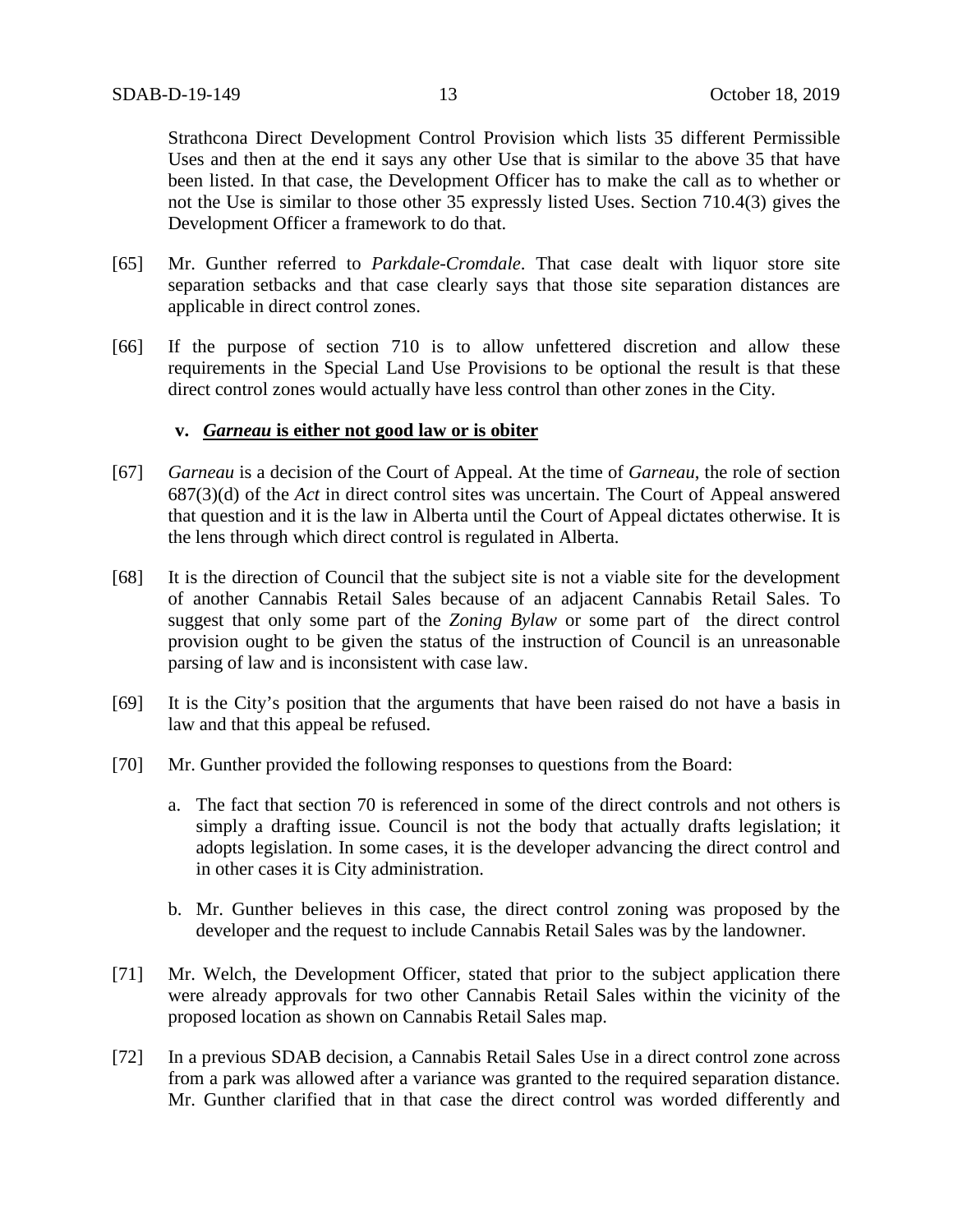Strathcona Direct Development Control Provision which lists 35 different Permissible Uses and then at the end it says any other Use that is similar to the above 35 that have been listed. In that case, the Development Officer has to make the call as to whether or not the Use is similar to those other 35 expressly listed Uses. Section 710.4(3) gives the Development Officer a framework to do that.

[65] Mr. Gunther referred to *Parkdale-Cromdale*. That case dealt with liquor store site separation setbacks and that case clearly says that those site separation distances are applicable in direct control zones.

[66] If the purpose of section 710 is to allow unfettered discretion and allow these requirements in the Special Land Use Provisions to be optional the result is that these direct control zones would actually have less control than other zones in the City.

**v. *Garneau* is either not good law or is obiter**

[67] *Garneau* is a decision of the Court of Appeal. At the time of *Garneau*, the role of section 687(3)(d) of the *Act* in direct control sites was uncertain. The Court of Appeal answered that question and it is the law in Alberta until the Court of Appeal dictates otherwise. It is the lens through which direct control is regulated in Alberta.

[68] It is the direction of Council that the subject site is not a viable site for the development of another Cannabis Retail Sales because of an adjacent Cannabis Retail Sales. To suggest that only some part of the *Zoning Bylaw* or some part of the direct control provision ought to be given the status of the instruction of Council is an unreasonable parsing of law and is inconsistent with case law.

[69] It is the City's position that the arguments that have been raised do not have a basis in law and that this appeal be refused.

[70] Mr. Gunther provided the following responses to questions from the Board:

a. The fact that section 70 is referenced in some of the direct controls and not others is simply a drafting issue. Council is not the body that actually drafts legislation; it adopts legislation. In some cases, it is the developer advancing the direct control and in other cases it is City administration.

b. Mr. Gunther believes in this case, the direct control zoning was proposed by the developer and the request to include Cannabis Retail Sales was by the landowner.

[71] Mr. Welch, the Development Officer, stated that prior to the subject application there were already approvals for two other Cannabis Retail Sales within the vicinity of the proposed location as shown on Cannabis Retail Sales map.

[72] In a previous SDAB decision, a Cannabis Retail Sales Use in a direct control zone across from a park was allowed after a variance was granted to the required separation distance. Mr. Gunther clarified that in that case the direct control was worded differently and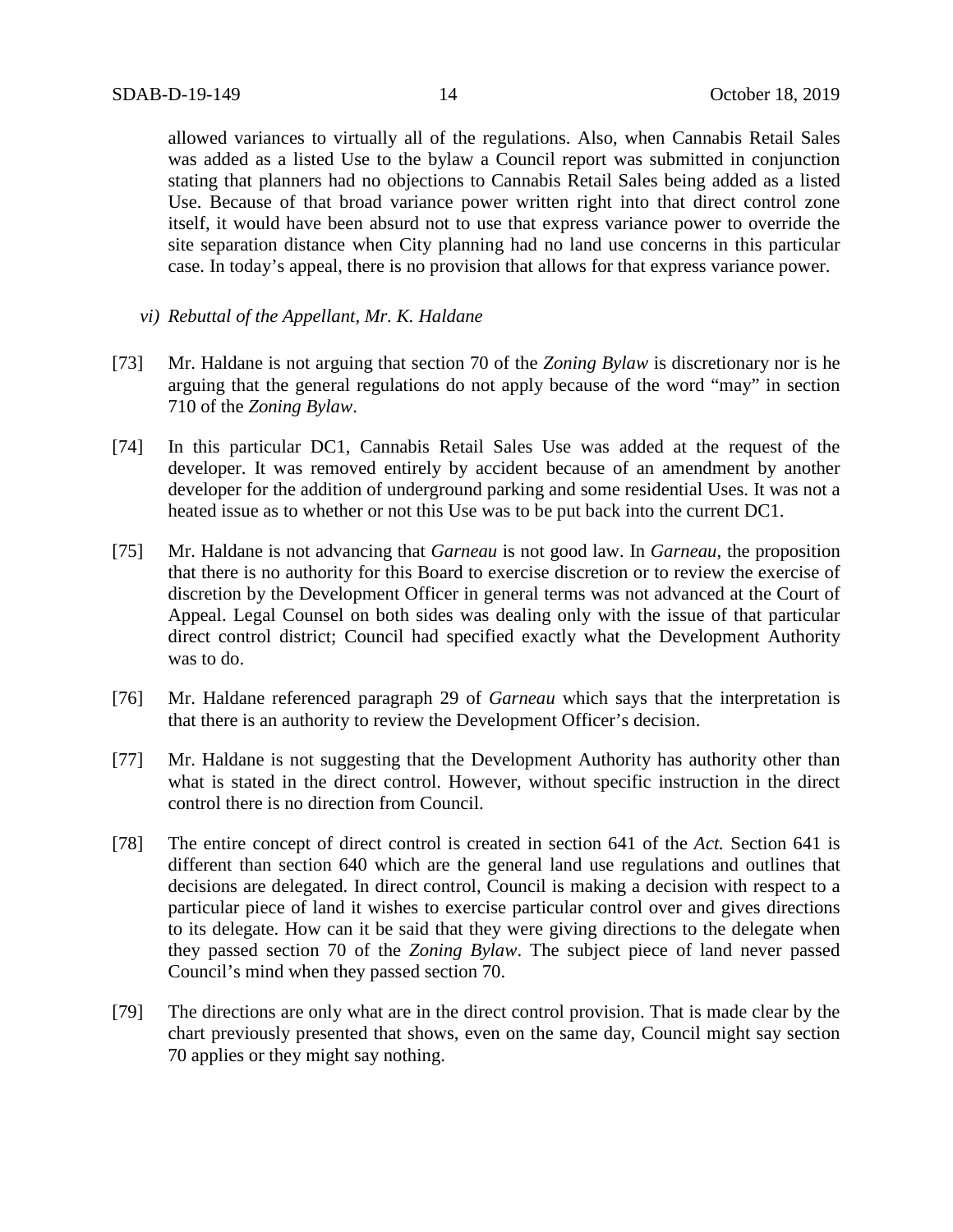allowed variances to virtually all of the regulations. Also, when Cannabis Retail Sales was added as a listed Use to the bylaw a Council report was submitted in conjunction stating that planners had no objections to Cannabis Retail Sales being added as a listed Use. Because of that broad variance power written right into that direct control zone itself, it would have been absurd not to use that express variance power to override the site separation distance when City planning had no land use concerns in this particular case. In today's appeal, there is no provision that allows for that express variance power.

*vi) Rebuttal of the Appellant, Mr. K. Haldane*

[73] Mr. Haldane is not arguing that section 70 of the *Zoning Bylaw* is discretionary nor is he arguing that the general regulations do not apply because of the word "may" in section 710 of the *Zoning Bylaw*.

[74] In this particular DC1, Cannabis Retail Sales Use was added at the request of the developer. It was removed entirely by accident because of an amendment by another developer for the addition of underground parking and some residential Uses. It was not a heated issue as to whether or not this Use was to be put back into the current DC1.

[75] Mr. Haldane is not advancing that *Garneau* is not good law. In *Garneau*, the proposition that there is no authority for this Board to exercise discretion or to review the exercise of discretion by the Development Officer in general terms was not advanced at the Court of Appeal. Legal Counsel on both sides was dealing only with the issue of that particular direct control district; Council had specified exactly what the Development Authority was to do.

[76] Mr. Haldane referenced paragraph 29 of *Garneau* which says that the interpretation is that there is an authority to review the Development Officer's decision.

[77] Mr. Haldane is not suggesting that the Development Authority has authority other than what is stated in the direct control. However, without specific instruction in the direct control there is no direction from Council.

[78] The entire concept of direct control is created in section 641 of the *Act.* Section 641 is different than section 640 which are the general land use regulations and outlines that decisions are delegated. In direct control, Council is making a decision with respect to a particular piece of land it wishes to exercise particular control over and gives directions to its delegate. How can it be said that they were giving directions to the delegate when they passed section 70 of the *Zoning Bylaw*. The subject piece of land never passed Council's mind when they passed section 70.

[79] The directions are only what are in the direct control provision. That is made clear by the chart previously presented that shows, even on the same day, Council might say section 70 applies or they might say nothing.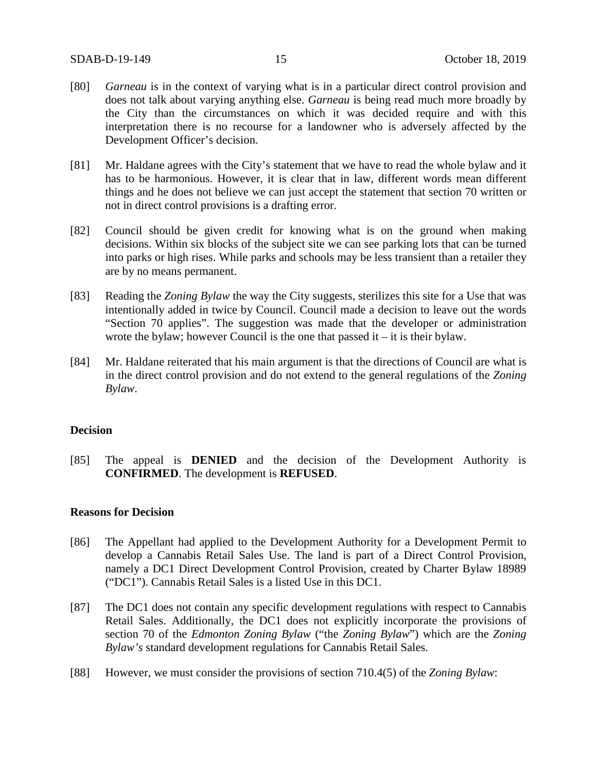[80] *Garneau* is in the context of varying what is in a particular direct control provision and does not talk about varying anything else. *Garneau* is being read much more broadly by the City than the circumstances on which it was decided require and with this interpretation there is no recourse for a landowner who is adversely affected by the Development Officer's decision.

[81] Mr. Haldane agrees with the City's statement that we have to read the whole bylaw and it has to be harmonious. However, it is clear that in law, different words mean different things and he does not believe we can just accept the statement that section 70 written or not in direct control provisions is a drafting error.

[82] Council should be given credit for knowing what is on the ground when making decisions. Within six blocks of the subject site we can see parking lots that can be turned into parks or high rises. While parks and schools may be less transient than a retailer they are by no means permanent.

[83] Reading the *Zoning Bylaw* the way the City suggests, sterilizes this site for a Use that was intentionally added in twice by Council. Council made a decision to leave out the words "Section 70 applies". The suggestion was made that the developer or administration wrote the bylaw; however Council is the one that passed it – it is their bylaw.

[84] Mr. Haldane reiterated that his main argument is that the directions of Council are what is in the direct control provision and do not extend to the general regulations of the *Zoning Bylaw*.

**Decision**

[85] The appeal is **DENIED** and the decision of the Development Authority is **CONFIRMED**. The development is **REFUSED**.

**Reasons for Decision**

[86] The Appellant had applied to the Development Authority for a Development Permit to develop a Cannabis Retail Sales Use. The land is part of a Direct Control Provision, namely a DC1 Direct Development Control Provision, created by Charter Bylaw 18989 ("DC1"). Cannabis Retail Sales is a listed Use in this DC1.

[87] The DC1 does not contain any specific development regulations with respect to Cannabis Retail Sales. Additionally, the DC1 does not explicitly incorporate the provisions of section 70 of the *Edmonton Zoning Bylaw* ("the *Zoning Bylaw*") which are the *Zoning Bylaw's* standard development regulations for Cannabis Retail Sales.

[88] However, we must consider the provisions of section 710.4(5) of the *Zoning Bylaw*: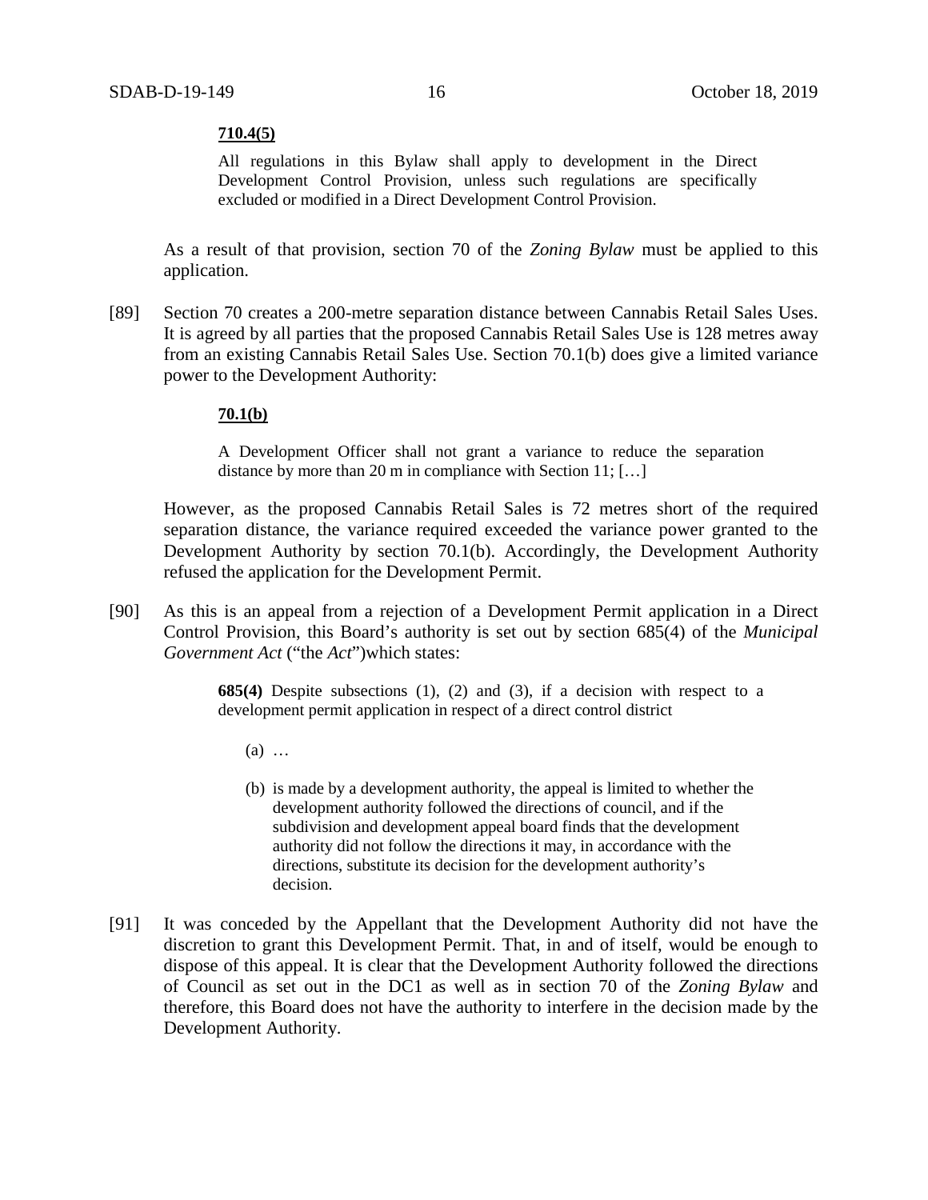**710.4(5)**

> All regulations in this Bylaw shall apply to development in the Direct Development Control Provision, unless such regulations are specifically excluded or modified in a Direct Development Control Provision.

As a result of that provision, section 70 of the *Zoning Bylaw* must be applied to this application.

[89] Section 70 creates a 200-metre separation distance between Cannabis Retail Sales Uses. It is agreed by all parties that the proposed Cannabis Retail Sales Use is 128 metres away from an existing Cannabis Retail Sales Use. Section 70.1(b) does give a limited variance power to the Development Authority:

**70.1(b)**

> A Development Officer shall not grant a variance to reduce the separation distance by more than 20 m in compliance with Section 11; […]

However, as the proposed Cannabis Retail Sales is 72 metres short of the required separation distance, the variance required exceeded the variance power granted to the Development Authority by section 70.1(b). Accordingly, the Development Authority refused the application for the Development Permit.

[90] As this is an appeal from a rejection of a Development Permit application in a Direct Control Provision, this Board's authority is set out by section 685(4) of the *Municipal Government Act* ("the *Act*")which states:

> **685(4)** Despite subsections (1), (2) and (3), if a decision with respect to a development permit application in respect of a direct control district
>
> (a) …
>
> (b) is made by a development authority, the appeal is limited to whether the development authority followed the directions of council, and if the subdivision and development appeal board finds that the development authority did not follow the directions it may, in accordance with the directions, substitute its decision for the development authority's decision.

[91] It was conceded by the Appellant that the Development Authority did not have the discretion to grant this Development Permit. That, in and of itself, would be enough to dispose of this appeal. It is clear that the Development Authority followed the directions of Council as set out in the DC1 as well as in section 70 of the *Zoning Bylaw* and therefore, this Board does not have the authority to interfere in the decision made by the Development Authority.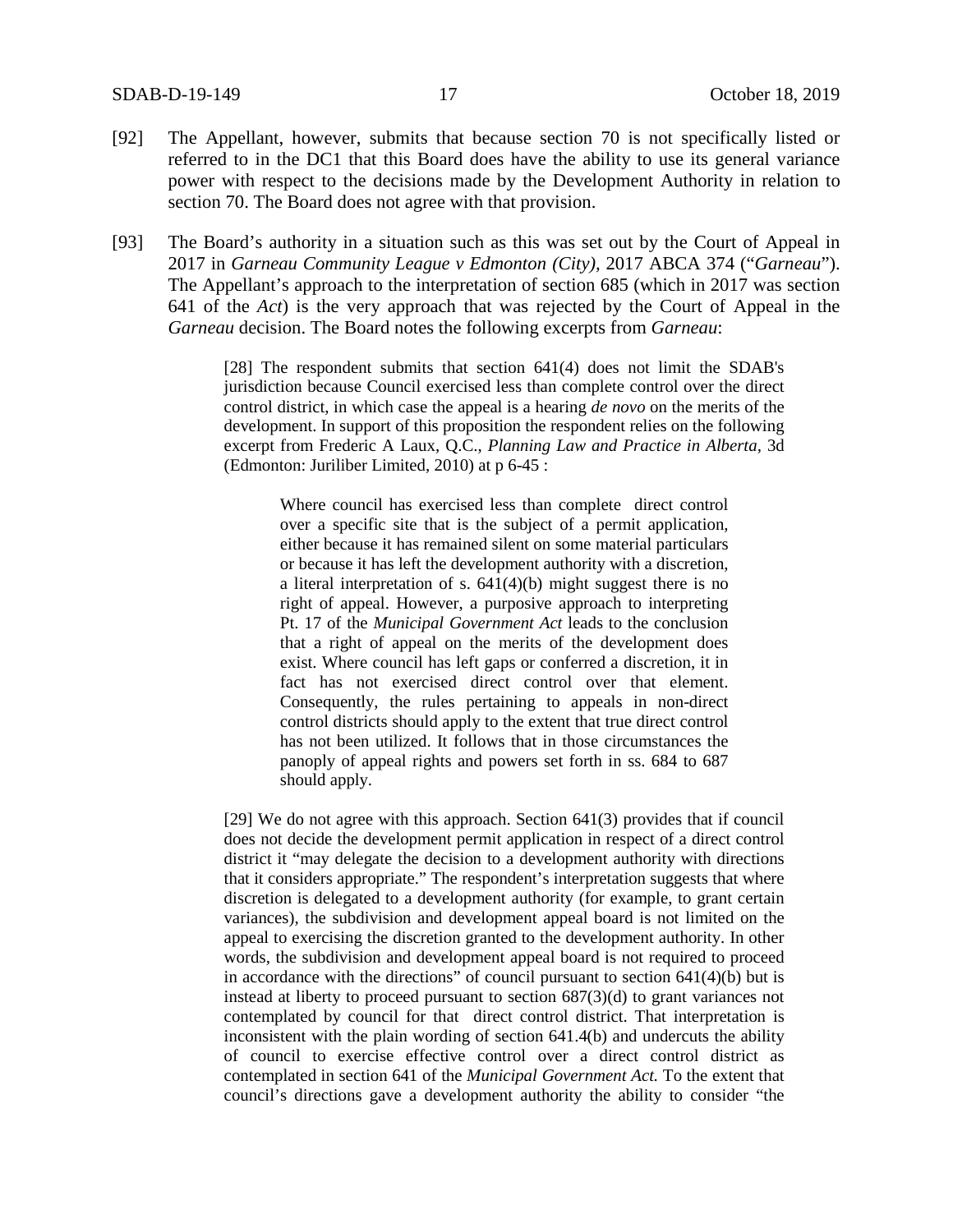[92] The Appellant, however, submits that because section 70 is not specifically listed or referred to in the DC1 that this Board does have the ability to use its general variance power with respect to the decisions made by the Development Authority in relation to section 70. The Board does not agree with that provision.

[93] The Board's authority in a situation such as this was set out by the Court of Appeal in 2017 in *Garneau Community League v Edmonton (City),* 2017 ABCA 374 ("*Garneau*"). The Appellant's approach to the interpretation of section 685 (which in 2017 was section 641 of the *Act*) is the very approach that was rejected by the Court of Appeal in the *Garneau* decision. The Board notes the following excerpts from *Garneau*:

> [28] The respondent submits that section 641(4) does not limit the SDAB's jurisdiction because Council exercised less than complete control over the direct control district, in which case the appeal is a hearing *de novo* on the merits of the development. In support of this proposition the respondent relies on the following excerpt from Frederic A Laux, Q.C., *Planning Law and Practice in Alberta,* 3d (Edmonton: Juriliber Limited, 2010) at p 6-45 :
>
> > Where council has exercised less than complete direct control over a specific site that is the subject of a permit application, either because it has remained silent on some material particulars or because it has left the development authority with a discretion, a literal interpretation of s. 641(4)(b) might suggest there is no right of appeal. However, a purposive approach to interpreting Pt. 17 of the *Municipal Government Act* leads to the conclusion that a right of appeal on the merits of the development does exist. Where council has left gaps or conferred a discretion, it in fact has not exercised direct control over that element. Consequently, the rules pertaining to appeals in non-direct control districts should apply to the extent that true direct control has not been utilized. It follows that in those circumstances the panoply of appeal rights and powers set forth in ss. 684 to 687 should apply.
>
> [29] We do not agree with this approach. Section 641(3) provides that if council does not decide the development permit application in respect of a direct control district it "may delegate the decision to a development authority with directions that it considers appropriate." The respondent's interpretation suggests that where discretion is delegated to a development authority (for example, to grant certain variances), the subdivision and development appeal board is not limited on the appeal to exercising the discretion granted to the development authority. In other words, the subdivision and development appeal board is not required to proceed in accordance with the directions" of council pursuant to section 641(4)(b) but is instead at liberty to proceed pursuant to section 687(3)(d) to grant variances not contemplated by council for that direct control district. That interpretation is inconsistent with the plain wording of section 641.4(b) and undercuts the ability of council to exercise effective control over a direct control district as contemplated in section 641 of the *Municipal Government Act.* To the extent that council's directions gave a development authority the ability to consider "the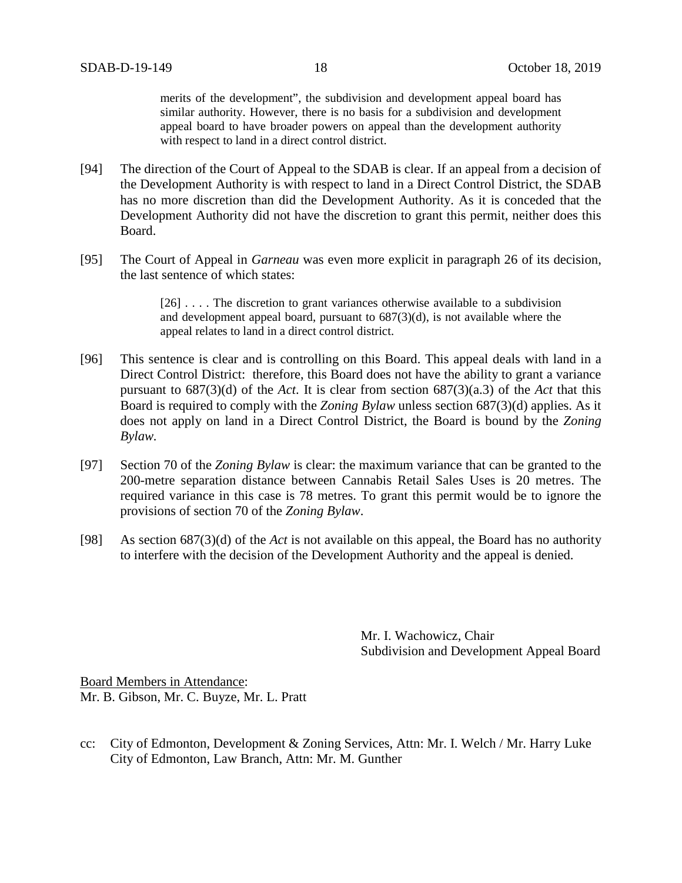> merits of the development", the subdivision and development appeal board has similar authority. However, there is no basis for a subdivision and development appeal board to have broader powers on appeal than the development authority with respect to land in a direct control district.

[94] The direction of the Court of Appeal to the SDAB is clear. If an appeal from a decision of the Development Authority is with respect to land in a Direct Control District, the SDAB has no more discretion than did the Development Authority. As it is conceded that the Development Authority did not have the discretion to grant this permit, neither does this Board.

[95] The Court of Appeal in *Garneau* was even more explicit in paragraph 26 of its decision, the last sentence of which states:

> [26] . . . . The discretion to grant variances otherwise available to a subdivision and development appeal board, pursuant to 687(3)(d), is not available where the appeal relates to land in a direct control district.

[96] This sentence is clear and is controlling on this Board. This appeal deals with land in a Direct Control District: therefore, this Board does not have the ability to grant a variance pursuant to 687(3)(d) of the *Act*. It is clear from section 687(3)(a.3) of the *Act* that this Board is required to comply with the *Zoning Bylaw* unless section 687(3)(d) applies. As it does not apply on land in a Direct Control District, the Board is bound by the *Zoning Bylaw*.

[97] Section 70 of the *Zoning Bylaw* is clear: the maximum variance that can be granted to the 200-metre separation distance between Cannabis Retail Sales Uses is 20 metres. The required variance in this case is 78 metres. To grant this permit would be to ignore the provisions of section 70 of the *Zoning Bylaw*.

[98] As section 687(3)(d) of the *Act* is not available on this appeal, the Board has no authority to interfere with the decision of the Development Authority and the appeal is denied.

Mr. I. Wachowicz, Chair
Subdivision and Development Appeal Board

<u>Board Members in Attendance</u>:
Mr. B. Gibson, Mr. C. Buyze, Mr. L. Pratt

cc: City of Edmonton, Development & Zoning Services, Attn: Mr. I. Welch / Mr. Harry Luke
City of Edmonton, Law Branch, Attn: Mr. M. Gunther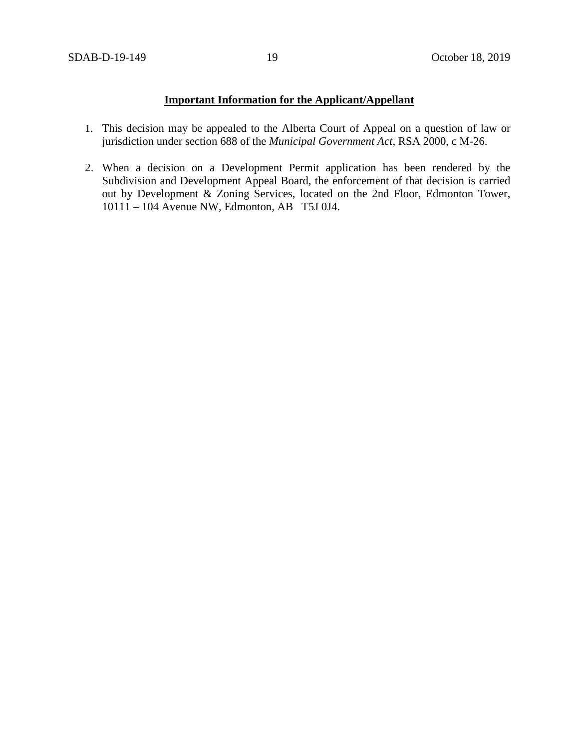**Important Information for the Applicant/Appellant**

1. This decision may be appealed to the Alberta Court of Appeal on a question of law or jurisdiction under section 688 of the *Municipal Government Act*, RSA 2000, c M-26.

2. When a decision on a Development Permit application has been rendered by the Subdivision and Development Appeal Board, the enforcement of that decision is carried out by Development & Zoning Services, located on the 2nd Floor, Edmonton Tower, 10111 – 104 Avenue NW, Edmonton, AB T5J 0J4.